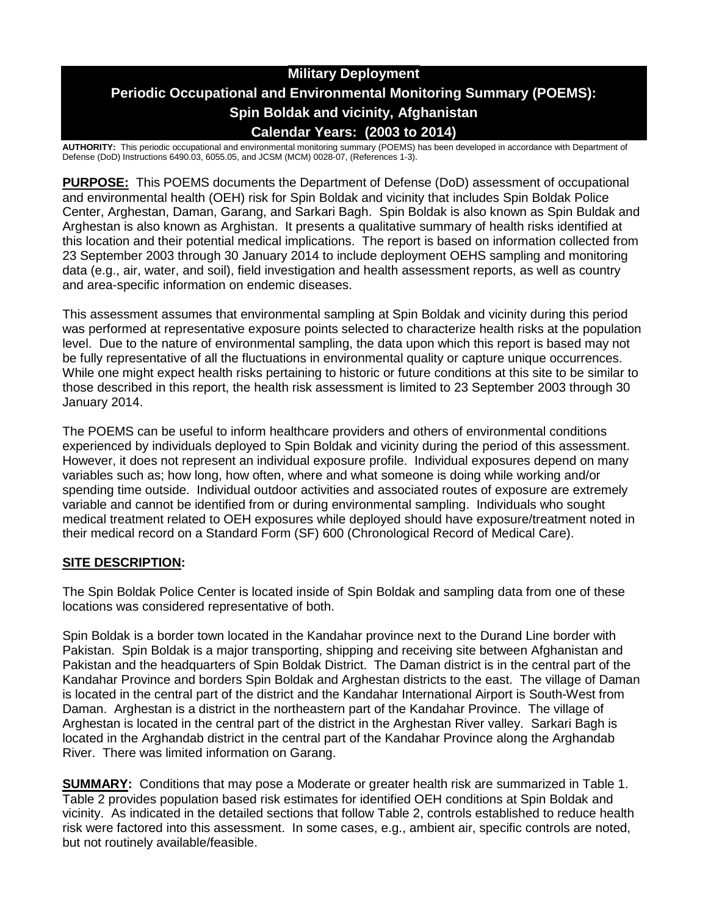# Military Deployment
# Periodic Occupational and Environmental Monitoring Summary (POEMS): Spin Boldak and vicinity, Afghanistan
# Calendar Years: (2003 to 2014)

**AUTHORITY:** This periodic occupational and environmental monitoring summary (POEMS) has been developed in accordance with Department of Defense (DoD) Instructions 6490.03, 6055.05, and JCSM (MCM) 0028-07, (References 1-3).

**PURPOSE:** This POEMS documents the Department of Defense (DoD) assessment of occupational and environmental health (OEH) risk for Spin Boldak and vicinity that includes Spin Boldak Police Center, Arghestan, Daman, Garang, and Sarkari Bagh. Spin Boldak is also known as Spin Buldak and Arghestan is also known as Arghistan. It presents a qualitative summary of health risks identified at this location and their potential medical implications. The report is based on information collected from 23 September 2003 through 30 January 2014 to include deployment OEHS sampling and monitoring data (e.g., air, water, and soil), field investigation and health assessment reports, as well as country and area-specific information on endemic diseases.

This assessment assumes that environmental sampling at Spin Boldak and vicinity during this period was performed at representative exposure points selected to characterize health risks at the population level. Due to the nature of environmental sampling, the data upon which this report is based may not be fully representative of all the fluctuations in environmental quality or capture unique occurrences. While one might expect health risks pertaining to historic or future conditions at this site to be similar to those described in this report, the health risk assessment is limited to 23 September 2003 through 30 January 2014.

The POEMS can be useful to inform healthcare providers and others of environmental conditions experienced by individuals deployed to Spin Boldak and vicinity during the period of this assessment. However, it does not represent an individual exposure profile. Individual exposures depend on many variables such as; how long, how often, where and what someone is doing while working and/or spending time outside. Individual outdoor activities and associated routes of exposure are extremely variable and cannot be identified from or during environmental sampling. Individuals who sought medical treatment related to OEH exposures while deployed should have exposure/treatment noted in their medical record on a Standard Form (SF) 600 (Chronological Record of Medical Care).

## SITE DESCRIPTION:

The Spin Boldak Police Center is located inside of Spin Boldak and sampling data from one of these locations was considered representative of both.

Spin Boldak is a border town located in the Kandahar province next to the Durand Line border with Pakistan. Spin Boldak is a major transporting, shipping and receiving site between Afghanistan and Pakistan and the headquarters of Spin Boldak District. The Daman district is in the central part of the Kandahar Province and borders Spin Boldak and Arghestan districts to the east. The village of Daman is located in the central part of the district and the Kandahar International Airport is South-West from Daman. Arghestan is a district in the northeastern part of the Kandahar Province. The village of Arghestan is located in the central part of the district in the Arghestan River valley. Sarkari Bagh is located in the Arghandab district in the central part of the Kandahar Province along the Arghandab River. There was limited information on Garang.

**SUMMARY:** Conditions that may pose a Moderate or greater health risk are summarized in Table 1. Table 2 provides population based risk estimates for identified OEH conditions at Spin Boldak and vicinity. As indicated in the detailed sections that follow Table 2, controls established to reduce health risk were factored into this assessment. In some cases, e.g., ambient air, specific controls are noted, but not routinely available/feasible.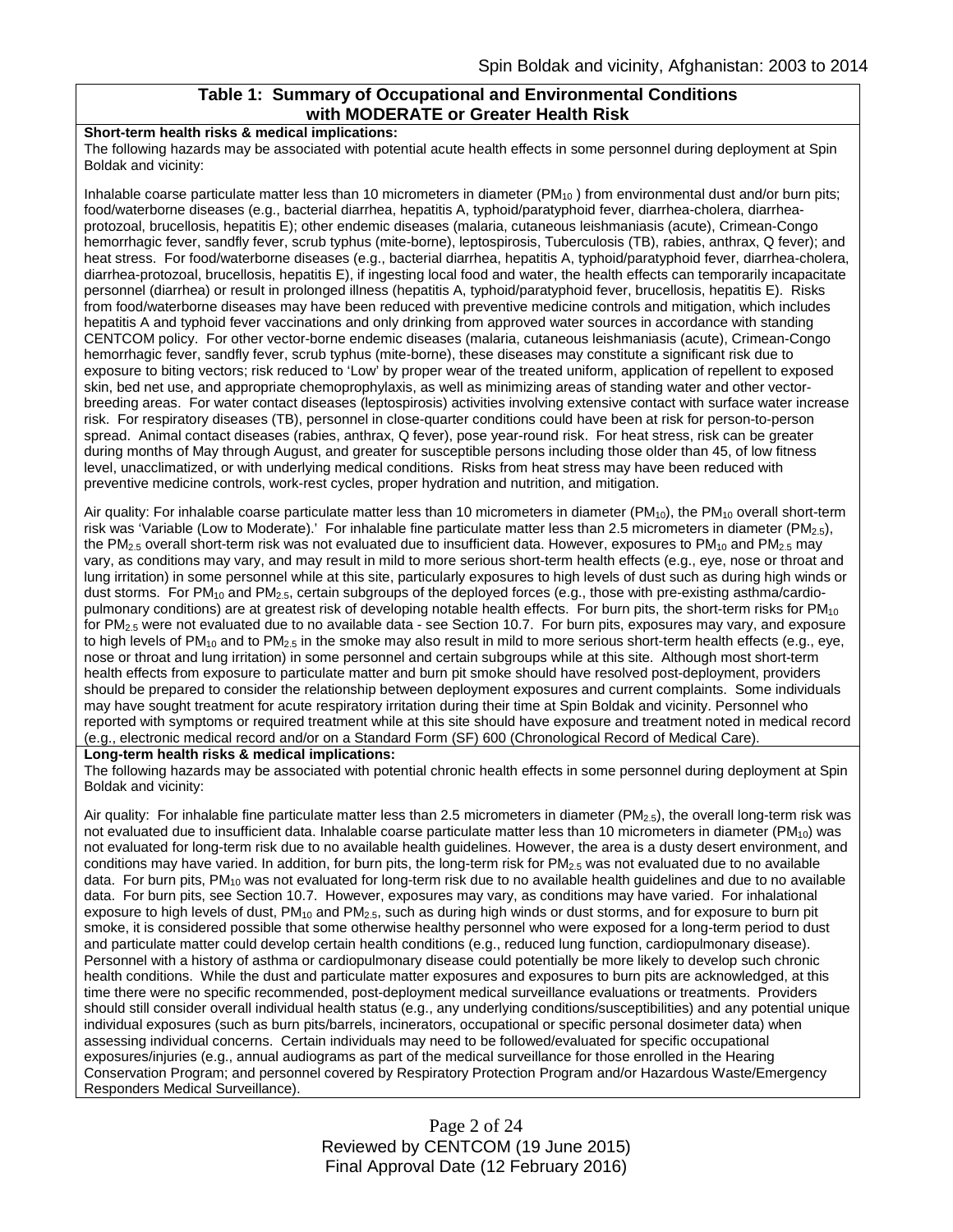## Table 1: Summary of Occupational and Environmental Conditions with MODERATE or Greater Health Risk

**Short-term health risks & medical implications:**

The following hazards may be associated with potential acute health effects in some personnel during deployment at Spin Boldak and vicinity:

Inhalable coarse particulate matter less than 10 micrometers in diameter ($PM_{10}$) from environmental dust and/or burn pits; food/waterborne diseases (e.g., bacterial diarrhea, hepatitis A, typhoid/paratyphoid fever, diarrhea-cholera, diarrhea-protozoal, brucellosis, hepatitis E); other endemic diseases (malaria, cutaneous leishmaniasis (acute), Crimean-Congo hemorrhagic fever, sandfly fever, scrub typhus (mite-borne), leptospirosis, Tuberculosis (TB), rabies, anthrax, Q fever); and heat stress. For food/waterborne diseases (e.g., bacterial diarrhea, hepatitis A, typhoid/paratyphoid fever, diarrhea-cholera, diarrhea-protozoal, brucellosis, hepatitis E), if ingesting local food and water, the health effects can temporarily incapacitate personnel (diarrhea) or result in prolonged illness (hepatitis A, typhoid/paratyphoid fever, brucellosis, hepatitis E). Risks from food/waterborne diseases may have been reduced with preventive medicine controls and mitigation, which includes hepatitis A and typhoid fever vaccinations and only drinking from approved water sources in accordance with standing CENTCOM policy. For other vector-borne endemic diseases (malaria, cutaneous leishmaniasis (acute), Crimean-Congo hemorrhagic fever, sandfly fever, scrub typhus (mite-borne), these diseases may constitute a significant risk due to exposure to biting vectors; risk reduced to 'Low' by proper wear of the treated uniform, application of repellent to exposed skin, bed net use, and appropriate chemoprophylaxis, as well as minimizing areas of standing water and other vector-breeding areas. For water contact diseases (leptospirosis) activities involving extensive contact with surface water increase risk. For respiratory diseases (TB), personnel in close-quarter conditions could have been at risk for person-to-person spread. Animal contact diseases (rabies, anthrax, Q fever), pose year-round risk. For heat stress, risk can be greater during months of May through August, and greater for susceptible persons including those older than 45, of low fitness level, unacclimatized, or with underlying medical conditions. Risks from heat stress may have been reduced with preventive medicine controls, work-rest cycles, proper hydration and nutrition, and mitigation.

Air quality: For inhalable coarse particulate matter less than 10 micrometers in diameter ($PM_{10}$), the $PM_{10}$ overall short-term risk was 'Variable (Low to Moderate).' For inhalable fine particulate matter less than 2.5 micrometers in diameter ($PM_{2.5}$), the $PM_{2.5}$ overall short-term risk was not evaluated due to insufficient data. However, exposures to $PM_{10}$ and $PM_{2.5}$ may vary, as conditions may vary, and may result in mild to more serious short-term health effects (e.g., eye, nose or throat and lung irritation) in some personnel while at this site, particularly exposures to high levels of dust such as during high winds or dust storms. For $PM_{10}$ and $PM_{2.5}$, certain subgroups of the deployed forces (e.g., those with pre-existing asthma/cardio-pulmonary conditions) are at greatest risk of developing notable health effects. For burn pits, the short-term risks for $PM_{10}$ for $PM_{2.5}$ were not evaluated due to no available data - see Section 10.7. For burn pits, exposures may vary, and exposure to high levels of $PM_{10}$ and to $PM_{2.5}$ in the smoke may also result in mild to more serious short-term health effects (e.g., eye, nose or throat and lung irritation) in some personnel and certain subgroups while at this site. Although most short-term health effects from exposure to particulate matter and burn pit smoke should have resolved post-deployment, providers should be prepared to consider the relationship between deployment exposures and current complaints. Some individuals may have sought treatment for acute respiratory irritation during their time at Spin Boldak and vicinity. Personnel who reported with symptoms or required treatment while at this site should have exposure and treatment noted in medical record (e.g., electronic medical record and/or on a Standard Form (SF) 600 (Chronological Record of Medical Care).

**Long-term health risks & medical implications:**

The following hazards may be associated with potential chronic health effects in some personnel during deployment at Spin Boldak and vicinity:

Air quality: For inhalable fine particulate matter less than 2.5 micrometers in diameter ($PM_{2.5}$), the overall long-term risk was not evaluated due to insufficient data. Inhalable coarse particulate matter less than 10 micrometers in diameter ($PM_{10}$) was not evaluated for long-term risk due to no available health guidelines. However, the area is a dusty desert environment, and conditions may have varied. In addition, for burn pits, the long-term risk for $PM_{2.5}$ was not evaluated due to no available data. For burn pits, $PM_{10}$ was not evaluated for long-term risk due to no available health guidelines and due to no available data. For burn pits, see Section 10.7. However, exposures may vary, as conditions may have varied. For inhalational exposure to high levels of dust, $PM_{10}$ and $PM_{2.5}$, such as during high winds or dust storms, and for exposure to burn pit smoke, it is considered possible that some otherwise healthy personnel who were exposed for a long-term period to dust and particulate matter could develop certain health conditions (e.g., reduced lung function, cardiopulmonary disease). Personnel with a history of asthma or cardiopulmonary disease could potentially be more likely to develop such chronic health conditions. While the dust and particulate matter exposures and exposures to burn pits are acknowledged, at this time there were no specific recommended, post-deployment medical surveillance evaluations or treatments. Providers should still consider overall individual health status (e.g., any underlying conditions/susceptibilities) and any potential unique individual exposures (such as burn pits/barrels, incinerators, occupational or specific personal dosimeter data) when assessing individual concerns. Certain individuals may need to be followed/evaluated for specific occupational exposures/injuries (e.g., annual audiograms as part of the medical surveillance for those enrolled in the Hearing Conservation Program; and personnel covered by Respiratory Protection Program and/or Hazardous Waste/Emergency Responders Medical Surveillance).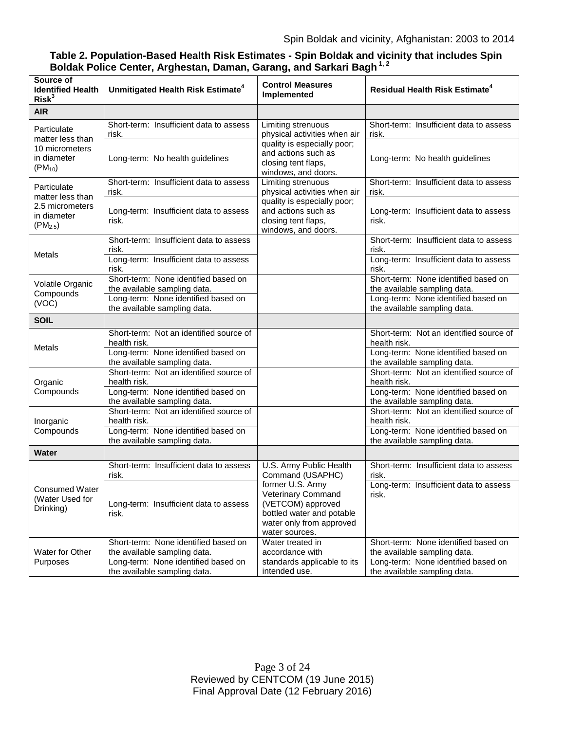**Table 2. Population-Based Health Risk Estimates - Spin Boldak and vicinity that includes Spin Boldak Police Center, Arghestan, Daman, Garang, and Sarkari Bagh [1, 2]**

| Source of Identified Health Risk[3] | Unmitigated Health Risk Estimate[4] | Control Measures Implemented | Residual Health Risk Estimate[4] |
|---|---|---|---|
| **AIR** | | | |
| Particulate matter less than 10 micrometers in diameter ($PM_{10}$) | Short-term: Insufficient data to assess risk. | Limiting strenuous physical activities when air quality is especially poor; and actions such as closing tent flaps, windows, and doors. | Short-term: Insufficient data to assess risk. |
| | Long-term: No health guidelines | | Long-term: No health guidelines |
| Particulate matter less than 2.5 micrometers in diameter ($PM_{2.5}$) | Short-term: Insufficient data to assess risk. | Limiting strenuous physical activities when air quality is especially poor; and actions such as closing tent flaps, windows, and doors. | Short-term: Insufficient data to assess risk. |
| | Long-term: Insufficient data to assess risk. | | Long-term: Insufficient data to assess risk. |
| Metals | Short-term: Insufficient data to assess risk. | | Short-term: Insufficient data to assess risk. |
| | Long-term: Insufficient data to assess risk. | | Long-term: Insufficient data to assess risk. |
| Volatile Organic Compounds (VOC) | Short-term: None identified based on the available sampling data. | | Short-term: None identified based on the available sampling data. |
| | Long-term: None identified based on the available sampling data. | | Long-term: None identified based on the available sampling data. |
| **SOIL** | | | |
| Metals | Short-term: Not an identified source of health risk. | | Short-term: Not an identified source of health risk. |
| | Long-term: None identified based on the available sampling data. | | Long-term: None identified based on the available sampling data. |
| Organic Compounds | Short-term: Not an identified source of health risk. | | Short-term: Not an identified source of health risk. |
| | Long-term: None identified based on the available sampling data. | | Long-term: None identified based on the available sampling data. |
| Inorganic Compounds | Short-term: Not an identified source of health risk. | | Short-term: Not an identified source of health risk. |
| | Long-term: None identified based on the available sampling data. | | Long-term: None identified based on the available sampling data. |
| **Water** | | | |
| Consumed Water (Water Used for Drinking) | Short-term: Insufficient data to assess risk. | U.S. Army Public Health Command (USAPHC) former U.S. Army Veterinary Command (VETCOM) approved bottled water and potable water only from approved water sources. | Short-term: Insufficient data to assess risk. |
| | Long-term: Insufficient data to assess risk. | | Long-term: Insufficient data to assess risk. |
| Water for Other Purposes | Short-term: None identified based on the available sampling data. | Water treated in accordance with standards applicable to its intended use. | Short-term: None identified based on the available sampling data. |
| | Long-term: None identified based on the available sampling data. | | Long-term: None identified based on the available sampling data. |

Reviewed by CENTCOM (19 June 2015)
Final Approval Date (12 February 2016)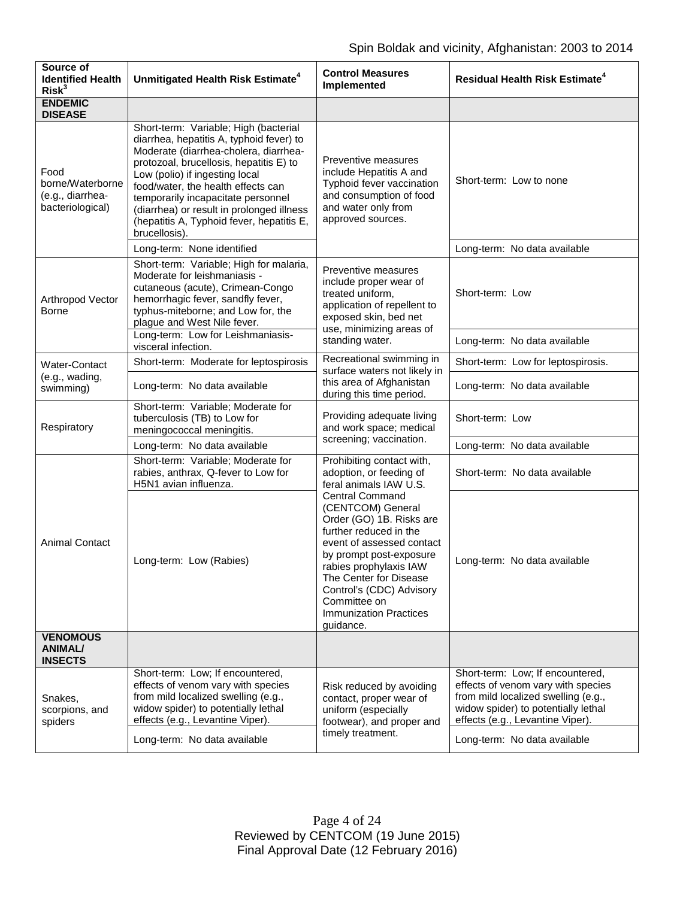| Source of Identified Health Risk[3] | Unmitigated Health Risk Estimate[4] | Control Measures Implemented | Residual Health Risk Estimate[4] |
|---|---|---|---|
| **ENDEMIC DISEASE** | | | |
| Food borne/Waterborne (e.g., diarrhea-bacteriological) | Short-term: Variable; High (bacterial diarrhea, hepatitis A, typhoid fever) to Moderate (diarrhea-cholera, diarrhea-protozoal, brucellosis, hepatitis E) to Low (polio) if ingesting local food/water, the health effects can temporarily incapacitate personnel (diarrhea) or result in prolonged illness (hepatitis A, Typhoid fever, hepatitis E, brucellosis). | Preventive measures include Hepatitis A and Typhoid fever vaccination and consumption of food and water only from approved sources. | Short-term: Low to none |
| | Long-term: None identified | | Long-term: No data available |
| Arthropod Vector Borne | Short-term: Variable; High for malaria, Moderate for leishmaniasis - cutaneous (acute), Crimean-Congo hemorrhagic fever, sandfly fever, typhus-miteborne; and Low for, the plague and West Nile fever. | Preventive measures include proper wear of treated uniform, application of repellent to exposed skin, bed net use, minimizing areas of standing water. | Short-term: Low |
| | Long-term: Low for Leishmaniasis-visceral infection. | | Long-term: No data available |
| Water-Contact (e.g., wading, swimming) | Short-term: Moderate for leptospirosis | Recreational swimming in surface waters not likely in this area of Afghanistan during this time period. | Short-term: Low for leptospirosis. |
| | Long-term: No data available | | Long-term: No data available |
| Respiratory | Short-term: Variable; Moderate for tuberculosis (TB) to Low for meningococcal meningitis. | Providing adequate living and work space; medical screening; vaccination. | Short-term: Low |
| | Long-term: No data available | | Long-term: No data available |
| Animal Contact | Short-term: Variable; Moderate for rabies, anthrax, Q-fever to Low for H5N1 avian influenza. | Prohibiting contact with, adoption, or feeding of feral animals IAW U.S. Central Command (CENTCOM) General Order (GO) 1B. Risks are further reduced in the event of assessed contact by prompt post-exposure rabies prophylaxis IAW The Center for Disease Control's (CDC) Advisory Committee on Immunization Practices guidance. | Short-term: No data available |
| | Long-term: Low (Rabies) | | Long-term: No data available |
| **VENOMOUS ANIMAL/ INSECTS** | | | |
| Snakes, scorpions, and spiders | Short-term: Low; If encountered, effects of venom vary with species from mild localized swelling (e.g., widow spider) to potentially lethal effects (e.g., Levantine Viper). | Risk reduced by avoiding contact, proper wear of uniform (especially footwear), and proper and timely treatment. | Short-term: Low; If encountered, effects of venom vary with species from mild localized swelling (e.g., widow spider) to potentially lethal effects (e.g., Levantine Viper). |
| | Long-term: No data available | | Long-term: No data available |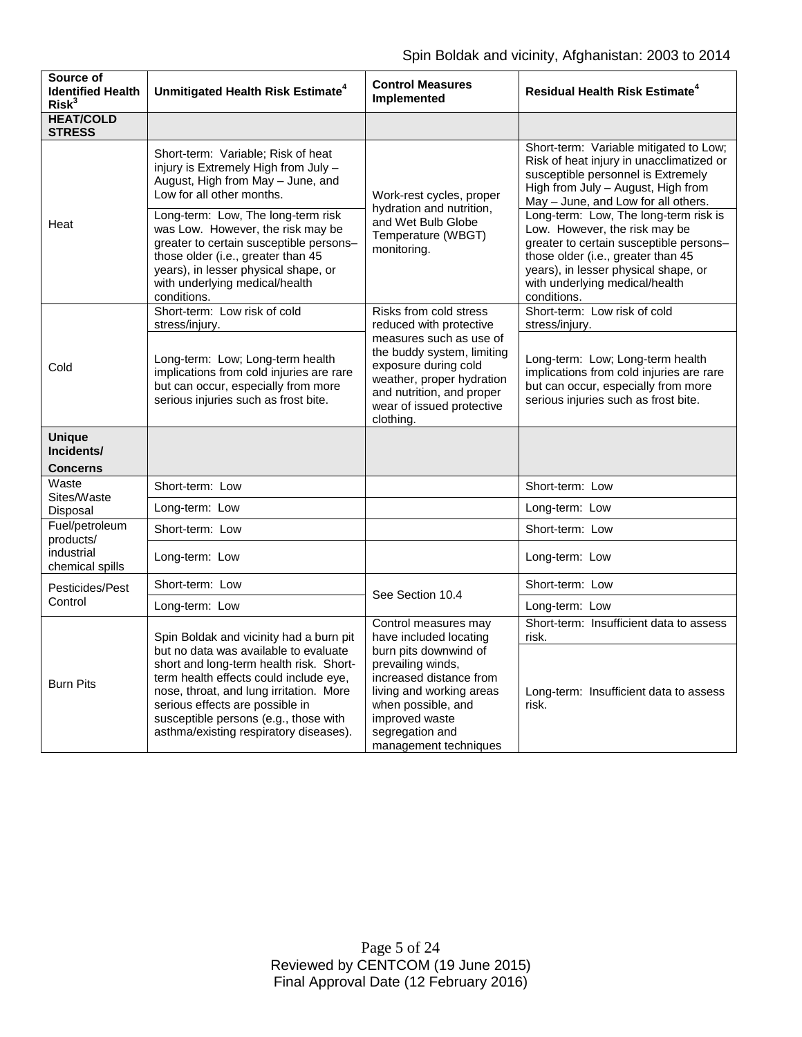| Source of Identified Health Risk[3] | Unmitigated Health Risk Estimate[4] | Control Measures Implemented | Residual Health Risk Estimate[4] |
|---|---|---|---|
| **HEAT/COLD STRESS** | | | |
| Heat | Short-term: Variable; Risk of heat injury is Extremely High from July – August, High from May – June, and Low for all other months. | Work-rest cycles, proper hydration and nutrition, and Wet Bulb Globe Temperature (WBGT) monitoring. | Short-term: Variable mitigated to Low; Risk of heat injury in unacclimatized or susceptible personnel is Extremely High from July – August, High from May – June, and Low for all others. |
| | Long-term: Low, The long-term risk was Low. However, the risk may be greater to certain susceptible persons– those older (i.e., greater than 45 years), in lesser physical shape, or with underlying medical/health conditions. | | Long-term: Low, The long-term risk is Low. However, the risk may be greater to certain susceptible persons– those older (i.e., greater than 45 years), in lesser physical shape, or with underlying medical/health conditions. |
| Cold | Short-term: Low risk of cold stress/injury. | Risks from cold stress reduced with protective measures such as use of the buddy system, limiting exposure during cold weather, proper hydration and nutrition, and proper wear of issued protective clothing. | Short-term: Low risk of cold stress/injury. |
| | Long-term: Low; Long-term health implications from cold injuries are rare but can occur, especially from more serious injuries such as frost bite. | | Long-term: Low; Long-term health implications from cold injuries are rare but can occur, especially from more serious injuries such as frost bite. |
| **Unique Incidents/ Concerns** | | | |
| Waste Sites/Waste Disposal | Short-term: Low | | Short-term: Low |
| | Long-term: Low | | Long-term: Low |
| Fuel/petroleum products/ industrial chemical spills | Short-term: Low | | Short-term: Low |
| | Long-term: Low | | Long-term: Low |
| Pesticides/Pest Control | Short-term: Low | See Section 10.4 | Short-term: Low |
| | Long-term: Low | | Long-term: Low |
| Burn Pits | Spin Boldak and vicinity had a burn pit but no data was available to evaluate short and long-term health risk. Short-term health effects could include eye, nose, throat, and lung irritation. More serious effects are possible in susceptible persons (e.g., those with asthma/existing respiratory diseases). | Control measures may have included locating burn pits downwind of prevailing winds, increased distance from living and working areas when possible, and improved waste segregation and management techniques | Short-term: Insufficient data to assess risk. |
| | | | Long-term: Insufficient data to assess risk. |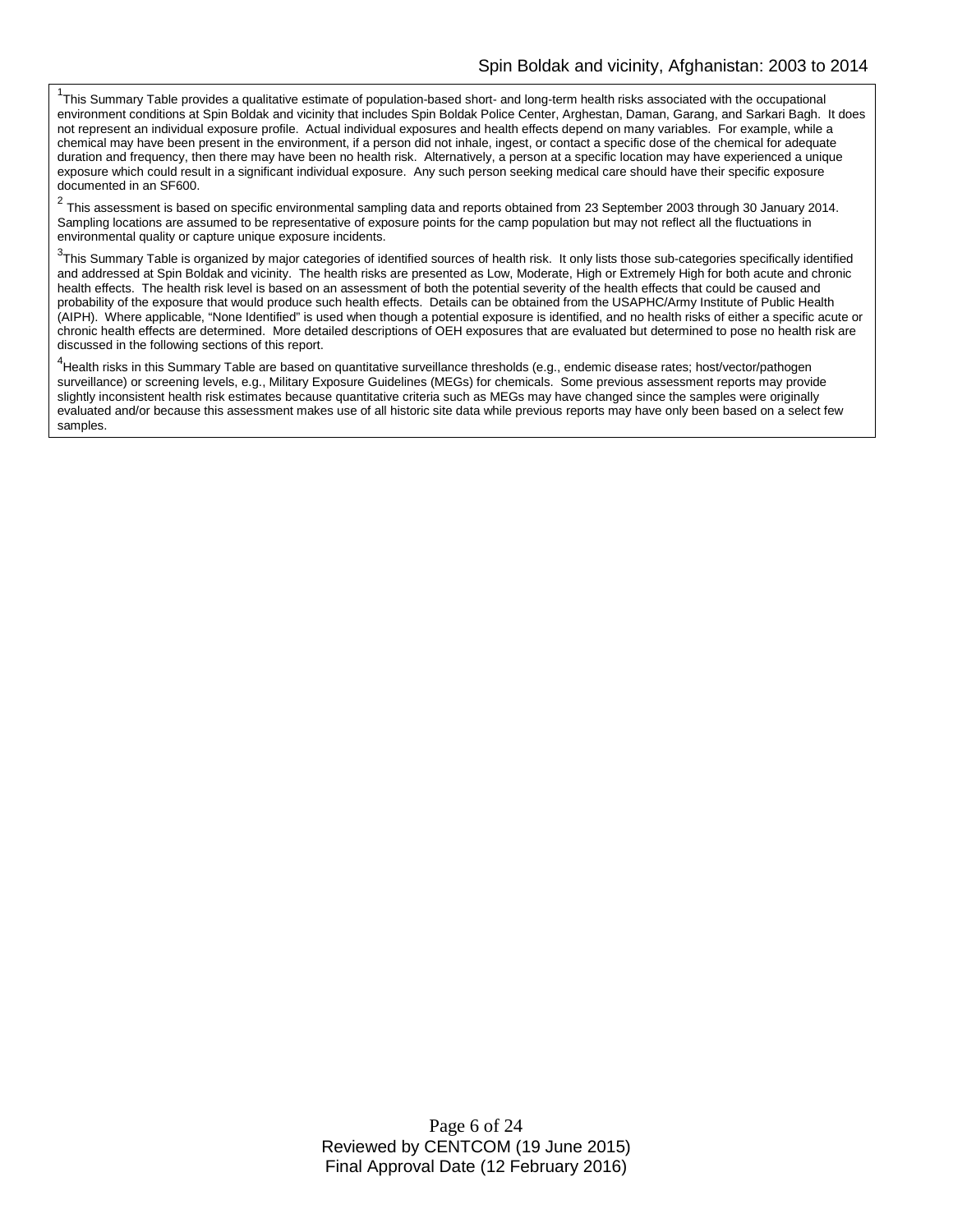[1]This Summary Table provides a qualitative estimate of population-based short- and long-term health risks associated with the occupational environment conditions at Spin Boldak and vicinity that includes Spin Boldak Police Center, Arghestan, Daman, Garang, and Sarkari Bagh. It does not represent an individual exposure profile. Actual individual exposures and health effects depend on many variables. For example, while a chemical may have been present in the environment, if a person did not inhale, ingest, or contact a specific dose of the chemical for adequate duration and frequency, then there may have been no health risk. Alternatively, a person at a specific location may have experienced a unique exposure which could result in a significant individual exposure. Any such person seeking medical care should have their specific exposure documented in an SF600.

[2] This assessment is based on specific environmental sampling data and reports obtained from 23 September 2003 through 30 January 2014. Sampling locations are assumed to be representative of exposure points for the camp population but may not reflect all the fluctuations in environmental quality or capture unique exposure incidents.

[3]This Summary Table is organized by major categories of identified sources of health risk. It only lists those sub-categories specifically identified and addressed at Spin Boldak and vicinity. The health risks are presented as Low, Moderate, High or Extremely High for both acute and chronic health effects. The health risk level is based on an assessment of both the potential severity of the health effects that could be caused and probability of the exposure that would produce such health effects. Details can be obtained from the USAPHC/Army Institute of Public Health (AIPH). Where applicable, "None Identified" is used when though a potential exposure is identified, and no health risks of either a specific acute or chronic health effects are determined. More detailed descriptions of OEH exposures that are evaluated but determined to pose no health risk are discussed in the following sections of this report.

[4]Health risks in this Summary Table are based on quantitative surveillance thresholds (e.g., endemic disease rates; host/vector/pathogen surveillance) or screening levels, e.g., Military Exposure Guidelines (MEGs) for chemicals. Some previous assessment reports may provide slightly inconsistent health risk estimates because quantitative criteria such as MEGs may have changed since the samples were originally evaluated and/or because this assessment makes use of all historic site data while previous reports may have only been based on a select few samples.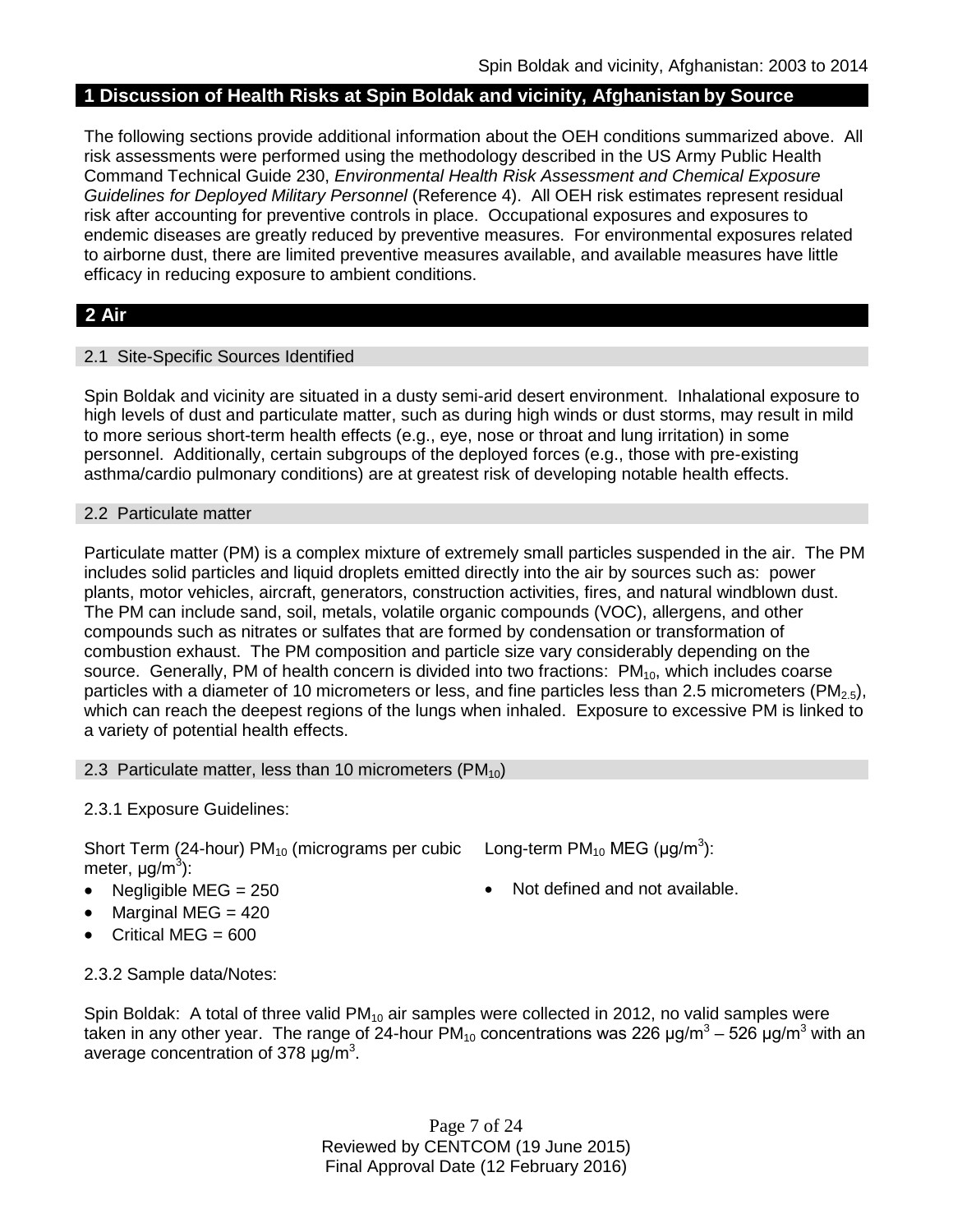## 1 Discussion of Health Risks at Spin Boldak and vicinity, Afghanistan by Source

The following sections provide additional information about the OEH conditions summarized above. All risk assessments were performed using the methodology described in the US Army Public Health Command Technical Guide 230, *Environmental Health Risk Assessment and Chemical Exposure Guidelines for Deployed Military Personnel* (Reference 4). All OEH risk estimates represent residual risk after accounting for preventive controls in place. Occupational exposures and exposures to endemic diseases are greatly reduced by preventive measures. For environmental exposures related to airborne dust, there are limited preventive measures available, and available measures have little efficacy in reducing exposure to ambient conditions.

## 2 Air

### 2.1 Site-Specific Sources Identified

Spin Boldak and vicinity are situated in a dusty semi-arid desert environment. Inhalational exposure to high levels of dust and particulate matter, such as during high winds or dust storms, may result in mild to more serious short-term health effects (e.g., eye, nose or throat and lung irritation) in some personnel. Additionally, certain subgroups of the deployed forces (e.g., those with pre-existing asthma/cardio pulmonary conditions) are at greatest risk of developing notable health effects.

### 2.2 Particulate matter

Particulate matter (PM) is a complex mixture of extremely small particles suspended in the air. The PM includes solid particles and liquid droplets emitted directly into the air by sources such as: power plants, motor vehicles, aircraft, generators, construction activities, fires, and natural windblown dust. The PM can include sand, soil, metals, volatile organic compounds (VOC), allergens, and other compounds such as nitrates or sulfates that are formed by condensation or transformation of combustion exhaust. The PM composition and particle size vary considerably depending on the source. Generally, PM of health concern is divided into two fractions: $PM_{10}$, which includes coarse particles with a diameter of 10 micrometers or less, and fine particles less than 2.5 micrometers ($PM_{2.5}$), which can reach the deepest regions of the lungs when inhaled. Exposure to excessive PM is linked to a variety of potential health effects.

### 2.3 Particulate matter, less than 10 micrometers ($PM_{10}$)

2.3.1 Exposure Guidelines:

Short Term (24-hour) $PM_{10}$ (micrograms per cubic meter, $\mu g/m^3$):

- Negligible MEG = 250
- Marginal MEG = 420
- Critical MEG = 600

Long-term $PM_{10}$ MEG ($\mu g/m^3$):

- Not defined and not available.

2.3.2 Sample data/Notes:

Spin Boldak: A total of three valid $PM_{10}$ air samples were collected in 2012, no valid samples were taken in any other year. The range of 24-hour $PM_{10}$ concentrations was 226 $\mu g/m^3$ – 526 $\mu g/m^3$ with an average concentration of 378 $\mu g/m^3$.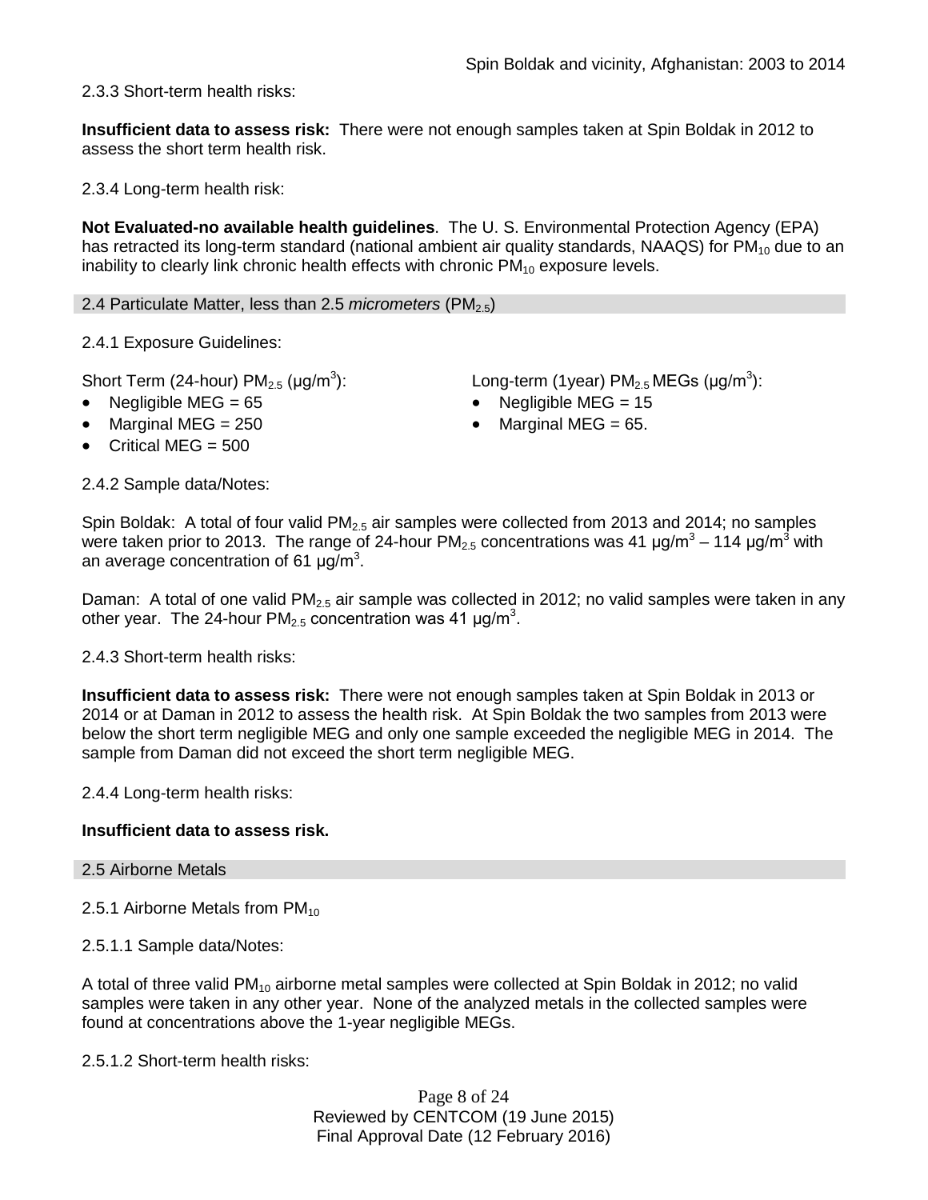2.3.3 Short-term health risks:

**Insufficient data to assess risk:** There were not enough samples taken at Spin Boldak in 2012 to assess the short term health risk.

2.3.4 Long-term health risk:

**Not Evaluated-no available health guidelines**. The U. S. Environmental Protection Agency (EPA) has retracted its long-term standard (national ambient air quality standards, NAAQS) for $PM_{10}$ due to an inability to clearly link chronic health effects with chronic $PM_{10}$ exposure levels.

## 2.4 Particulate Matter, less than 2.5 *micrometers* ($PM_{2.5}$)

2.4.1 Exposure Guidelines:

Short Term (24-hour) $PM_{2.5}$ (μg/m$^3$):

- Negligible MEG = 65
- Marginal MEG = 250
- Critical MEG = 500

Long-term (1year) $PM_{2.5}$ MEGs (μg/m$^3$):

- Negligible MEG = 15
- Marginal MEG = 65.

2.4.2 Sample data/Notes:

Spin Boldak: A total of four valid $PM_{2.5}$ air samples were collected from 2013 and 2014; no samples were taken prior to 2013. The range of 24-hour $PM_{2.5}$ concentrations was 41 μg/m$^3$ – 114 μg/m$^3$ with an average concentration of 61 μg/m$^3$.

Daman: A total of one valid $PM_{2.5}$ air sample was collected in 2012; no valid samples were taken in any other year. The 24-hour $PM_{2.5}$ concentration was 41 μg/m$^3$.

2.4.3 Short-term health risks:

**Insufficient data to assess risk:** There were not enough samples taken at Spin Boldak in 2013 or 2014 or at Daman in 2012 to assess the health risk. At Spin Boldak the two samples from 2013 were below the short term negligible MEG and only one sample exceeded the negligible MEG in 2014. The sample from Daman did not exceed the short term negligible MEG.

2.4.4 Long-term health risks:

**Insufficient data to assess risk.**

## 2.5 Airborne Metals

2.5.1 Airborne Metals from $PM_{10}$

2.5.1.1 Sample data/Notes:

A total of three valid $PM_{10}$ airborne metal samples were collected at Spin Boldak in 2012; no valid samples were taken in any other year. None of the analyzed metals in the collected samples were found at concentrations above the 1-year negligible MEGs.

2.5.1.2 Short-term health risks: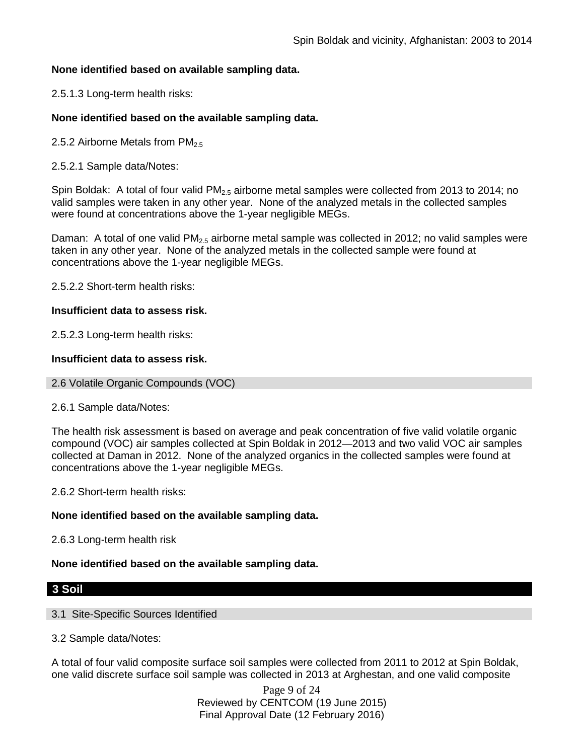**None identified based on available sampling data.**

2.5.1.3 Long-term health risks:

**None identified based on the available sampling data.**

2.5.2 Airborne Metals from $PM_{2.5}$

2.5.2.1 Sample data/Notes:

Spin Boldak: A total of four valid $PM_{2.5}$ airborne metal samples were collected from 2013 to 2014; no valid samples were taken in any other year. None of the analyzed metals in the collected samples were found at concentrations above the 1-year negligible MEGs.

Daman: A total of one valid $PM_{2.5}$ airborne metal sample was collected in 2012; no valid samples were taken in any other year. None of the analyzed metals in the collected sample were found at concentrations above the 1-year negligible MEGs.

2.5.2.2 Short-term health risks:

**Insufficient data to assess risk.**

2.5.2.3 Long-term health risks:

**Insufficient data to assess risk.**

### 2.6 Volatile Organic Compounds (VOC)

2.6.1 Sample data/Notes:

The health risk assessment is based on average and peak concentration of five valid volatile organic compound (VOC) air samples collected at Spin Boldak in 2012—2013 and two valid VOC air samples collected at Daman in 2012. None of the analyzed organics in the collected samples were found at concentrations above the 1-year negligible MEGs.

2.6.2 Short-term health risks:

**None identified based on the available sampling data.**

2.6.3 Long-term health risk

**None identified based on the available sampling data.**

## 3 Soil

### 3.1 Site-Specific Sources Identified

3.2 Sample data/Notes:

A total of four valid composite surface soil samples were collected from 2011 to 2012 at Spin Boldak, one valid discrete surface soil sample was collected in 2013 at Arghestan, and one valid composite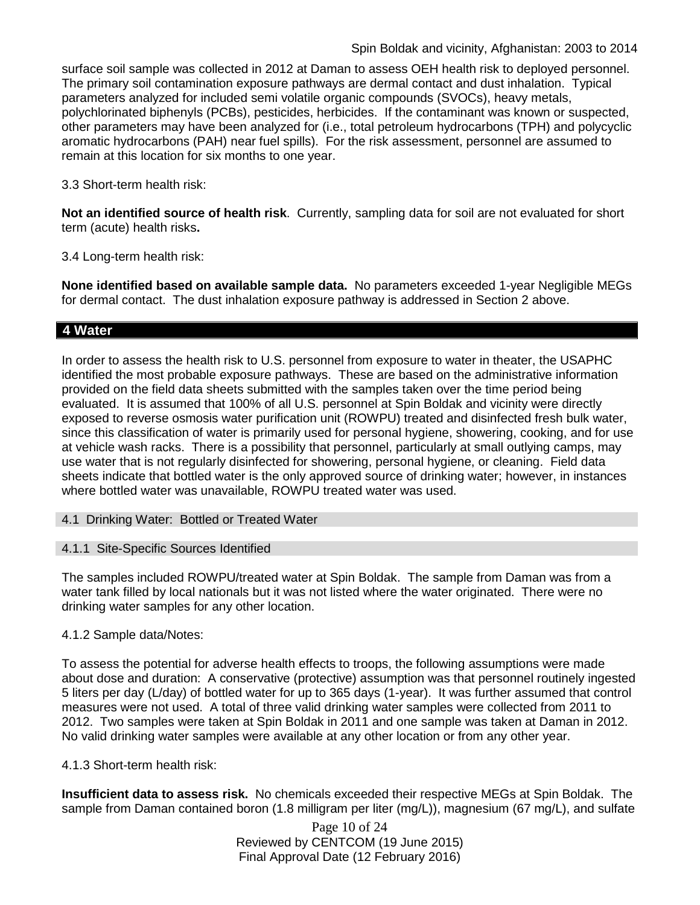surface soil sample was collected in 2012 at Daman to assess OEH health risk to deployed personnel. The primary soil contamination exposure pathways are dermal contact and dust inhalation. Typical parameters analyzed for included semi volatile organic compounds (SVOCs), heavy metals, polychlorinated biphenyls (PCBs), pesticides, herbicides. If the contaminant was known or suspected, other parameters may have been analyzed for (i.e., total petroleum hydrocarbons (TPH) and polycyclic aromatic hydrocarbons (PAH) near fuel spills). For the risk assessment, personnel are assumed to remain at this location for six months to one year.

3.3 Short-term health risk:

**Not an identified source of health risk**. Currently, sampling data for soil are not evaluated for short term (acute) health risks**.**

3.4 Long-term health risk:

**None identified based on available sample data.** No parameters exceeded 1-year Negligible MEGs for dermal contact. The dust inhalation exposure pathway is addressed in Section 2 above.

## 4 Water

In order to assess the health risk to U.S. personnel from exposure to water in theater, the USAPHC identified the most probable exposure pathways. These are based on the administrative information provided on the field data sheets submitted with the samples taken over the time period being evaluated. It is assumed that 100% of all U.S. personnel at Spin Boldak and vicinity were directly exposed to reverse osmosis water purification unit (ROWPU) treated and disinfected fresh bulk water, since this classification of water is primarily used for personal hygiene, showering, cooking, and for use at vehicle wash racks. There is a possibility that personnel, particularly at small outlying camps, may use water that is not regularly disinfected for showering, personal hygiene, or cleaning. Field data sheets indicate that bottled water is the only approved source of drinking water; however, in instances where bottled water was unavailable, ROWPU treated water was used.

### 4.1 Drinking Water: Bottled or Treated Water

#### 4.1.1 Site-Specific Sources Identified

The samples included ROWPU/treated water at Spin Boldak. The sample from Daman was from a water tank filled by local nationals but it was not listed where the water originated. There were no drinking water samples for any other location.

4.1.2 Sample data/Notes:

To assess the potential for adverse health effects to troops, the following assumptions were made about dose and duration: A conservative (protective) assumption was that personnel routinely ingested 5 liters per day (L/day) of bottled water for up to 365 days (1-year). It was further assumed that control measures were not used. A total of three valid drinking water samples were collected from 2011 to 2012. Two samples were taken at Spin Boldak in 2011 and one sample was taken at Daman in 2012. No valid drinking water samples were available at any other location or from any other year.

4.1.3 Short-term health risk:

**Insufficient data to assess risk.** No chemicals exceeded their respective MEGs at Spin Boldak. The sample from Daman contained boron (1.8 milligram per liter (mg/L)), magnesium (67 mg/L), and sulfate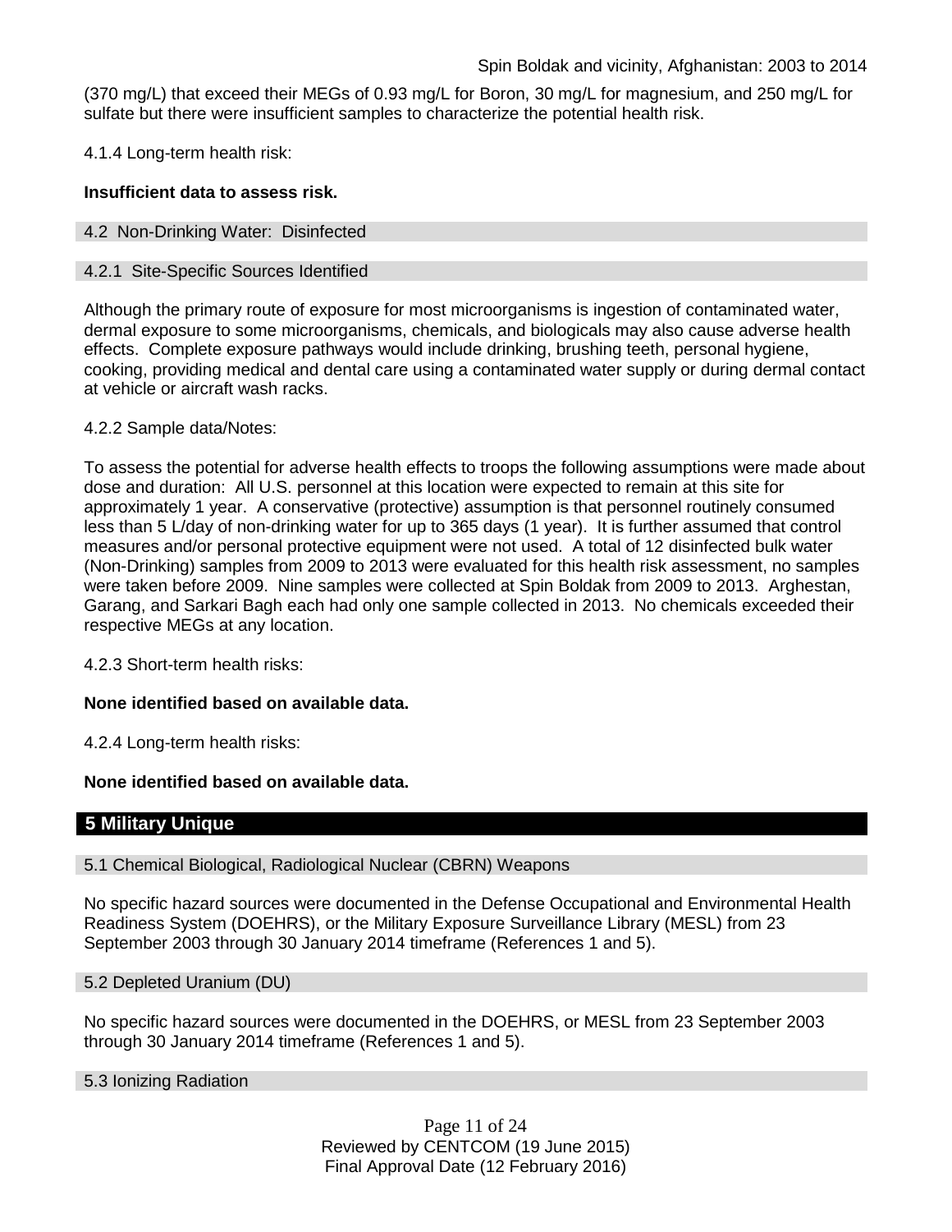(370 mg/L) that exceed their MEGs of 0.93 mg/L for Boron, 30 mg/L for magnesium, and 250 mg/L for sulfate but there were insufficient samples to characterize the potential health risk.

4.1.4 Long-term health risk:

**Insufficient data to assess risk.**

### 4.2 Non-Drinking Water: Disinfected

#### 4.2.1 Site-Specific Sources Identified

Although the primary route of exposure for most microorganisms is ingestion of contaminated water, dermal exposure to some microorganisms, chemicals, and biologicals may also cause adverse health effects. Complete exposure pathways would include drinking, brushing teeth, personal hygiene, cooking, providing medical and dental care using a contaminated water supply or during dermal contact at vehicle or aircraft wash racks.

4.2.2 Sample data/Notes:

To assess the potential for adverse health effects to troops the following assumptions were made about dose and duration: All U.S. personnel at this location were expected to remain at this site for approximately 1 year. A conservative (protective) assumption is that personnel routinely consumed less than 5 L/day of non-drinking water for up to 365 days (1 year). It is further assumed that control measures and/or personal protective equipment were not used. A total of 12 disinfected bulk water (Non-Drinking) samples from 2009 to 2013 were evaluated for this health risk assessment, no samples were taken before 2009. Nine samples were collected at Spin Boldak from 2009 to 2013. Arghestan, Garang, and Sarkari Bagh each had only one sample collected in 2013. No chemicals exceeded their respective MEGs at any location.

4.2.3 Short-term health risks:

**None identified based on available data.**

4.2.4 Long-term health risks:

**None identified based on available data.**

## 5 Military Unique

### 5.1 Chemical Biological, Radiological Nuclear (CBRN) Weapons

No specific hazard sources were documented in the Defense Occupational and Environmental Health Readiness System (DOEHRS), or the Military Exposure Surveillance Library (MESL) from 23 September 2003 through 30 January 2014 timeframe (References 1 and 5).

### 5.2 Depleted Uranium (DU)

No specific hazard sources were documented in the DOEHRS, or MESL from 23 September 2003 through 30 January 2014 timeframe (References 1 and 5).

### 5.3 Ionizing Radiation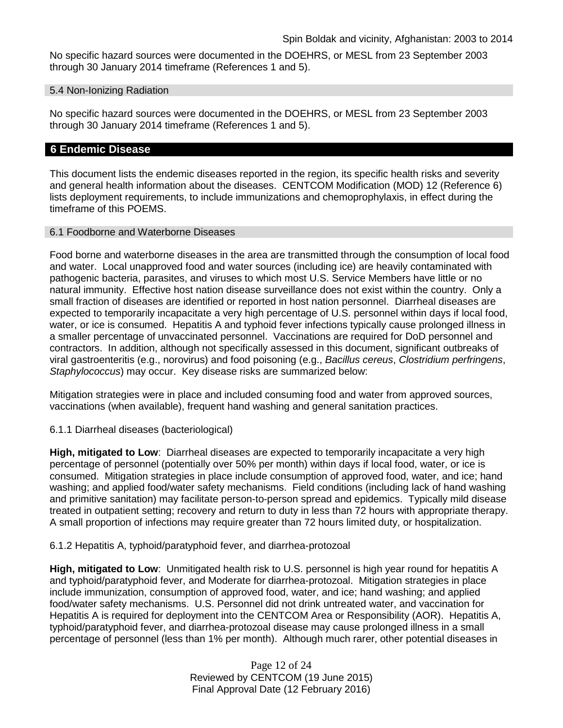No specific hazard sources were documented in the DOEHRS, or MESL from 23 September 2003 through 30 January 2014 timeframe (References 1 and 5).

### 5.4 Non-Ionizing Radiation

No specific hazard sources were documented in the DOEHRS, or MESL from 23 September 2003 through 30 January 2014 timeframe (References 1 and 5).

## 6 Endemic Disease

This document lists the endemic diseases reported in the region, its specific health risks and severity and general health information about the diseases. CENTCOM Modification (MOD) 12 (Reference 6) lists deployment requirements, to include immunizations and chemoprophylaxis, in effect during the timeframe of this POEMS.

### 6.1 Foodborne and Waterborne Diseases

Food borne and waterborne diseases in the area are transmitted through the consumption of local food and water. Local unapproved food and water sources (including ice) are heavily contaminated with pathogenic bacteria, parasites, and viruses to which most U.S. Service Members have little or no natural immunity. Effective host nation disease surveillance does not exist within the country. Only a small fraction of diseases are identified or reported in host nation personnel. Diarrheal diseases are expected to temporarily incapacitate a very high percentage of U.S. personnel within days if local food, water, or ice is consumed. Hepatitis A and typhoid fever infections typically cause prolonged illness in a smaller percentage of unvaccinated personnel. Vaccinations are required for DoD personnel and contractors. In addition, although not specifically assessed in this document, significant outbreaks of viral gastroenteritis (e.g., norovirus) and food poisoning (e.g., *Bacillus cereus*, *Clostridium perfringens*, *Staphylococcus*) may occur. Key disease risks are summarized below:

Mitigation strategies were in place and included consuming food and water from approved sources, vaccinations (when available), frequent hand washing and general sanitation practices.

#### 6.1.1 Diarrheal diseases (bacteriological)

**High, mitigated to Low**: Diarrheal diseases are expected to temporarily incapacitate a very high percentage of personnel (potentially over 50% per month) within days if local food, water, or ice is consumed. Mitigation strategies in place include consumption of approved food, water, and ice; hand washing; and applied food/water safety mechanisms. Field conditions (including lack of hand washing and primitive sanitation) may facilitate person-to-person spread and epidemics. Typically mild disease treated in outpatient setting; recovery and return to duty in less than 72 hours with appropriate therapy. A small proportion of infections may require greater than 72 hours limited duty, or hospitalization.

#### 6.1.2 Hepatitis A, typhoid/paratyphoid fever, and diarrhea-protozoal

**High, mitigated to Low**: Unmitigated health risk to U.S. personnel is high year round for hepatitis A and typhoid/paratyphoid fever, and Moderate for diarrhea-protozoal. Mitigation strategies in place include immunization, consumption of approved food, water, and ice; hand washing; and applied food/water safety mechanisms. U.S. Personnel did not drink untreated water, and vaccination for Hepatitis A is required for deployment into the CENTCOM Area or Responsibility (AOR). Hepatitis A, typhoid/paratyphoid fever, and diarrhea-protozoal disease may cause prolonged illness in a small percentage of personnel (less than 1% per month). Although much rarer, other potential diseases in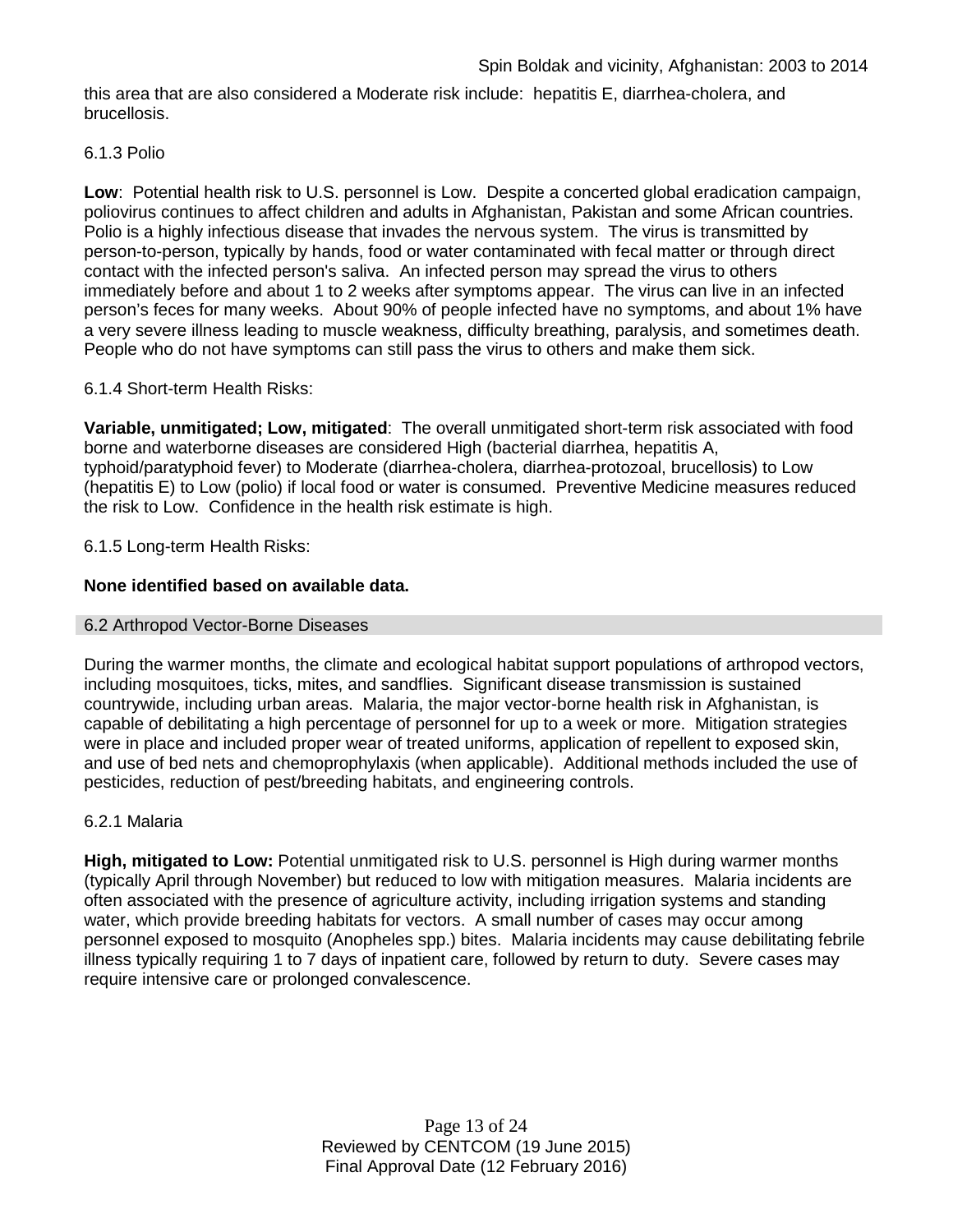this area that are also considered a Moderate risk include: hepatitis E, diarrhea-cholera, and brucellosis.

#### 6.1.3 Polio

**Low**: Potential health risk to U.S. personnel is Low. Despite a concerted global eradication campaign, poliovirus continues to affect children and adults in Afghanistan, Pakistan and some African countries. Polio is a highly infectious disease that invades the nervous system. The virus is transmitted by person-to-person, typically by hands, food or water contaminated with fecal matter or through direct contact with the infected person's saliva. An infected person may spread the virus to others immediately before and about 1 to 2 weeks after symptoms appear. The virus can live in an infected person's feces for many weeks. About 90% of people infected have no symptoms, and about 1% have a very severe illness leading to muscle weakness, difficulty breathing, paralysis, and sometimes death. People who do not have symptoms can still pass the virus to others and make them sick.

#### 6.1.4 Short-term Health Risks:

**Variable, unmitigated; Low, mitigated**: The overall unmitigated short-term risk associated with food borne and waterborne diseases are considered High (bacterial diarrhea, hepatitis A, typhoid/paratyphoid fever) to Moderate (diarrhea-cholera, diarrhea-protozoal, brucellosis) to Low (hepatitis E) to Low (polio) if local food or water is consumed. Preventive Medicine measures reduced the risk to Low. Confidence in the health risk estimate is high.

#### 6.1.5 Long-term Health Risks:

**None identified based on available data.**

### 6.2 Arthropod Vector-Borne Diseases

During the warmer months, the climate and ecological habitat support populations of arthropod vectors, including mosquitoes, ticks, mites, and sandflies. Significant disease transmission is sustained countrywide, including urban areas. Malaria, the major vector-borne health risk in Afghanistan, is capable of debilitating a high percentage of personnel for up to a week or more. Mitigation strategies were in place and included proper wear of treated uniforms, application of repellent to exposed skin, and use of bed nets and chemoprophylaxis (when applicable). Additional methods included the use of pesticides, reduction of pest/breeding habitats, and engineering controls.

#### 6.2.1 Malaria

**High, mitigated to Low:** Potential unmitigated risk to U.S. personnel is High during warmer months (typically April through November) but reduced to low with mitigation measures. Malaria incidents are often associated with the presence of agriculture activity, including irrigation systems and standing water, which provide breeding habitats for vectors. A small number of cases may occur among personnel exposed to mosquito (Anopheles spp.) bites. Malaria incidents may cause debilitating febrile illness typically requiring 1 to 7 days of inpatient care, followed by return to duty. Severe cases may require intensive care or prolonged convalescence.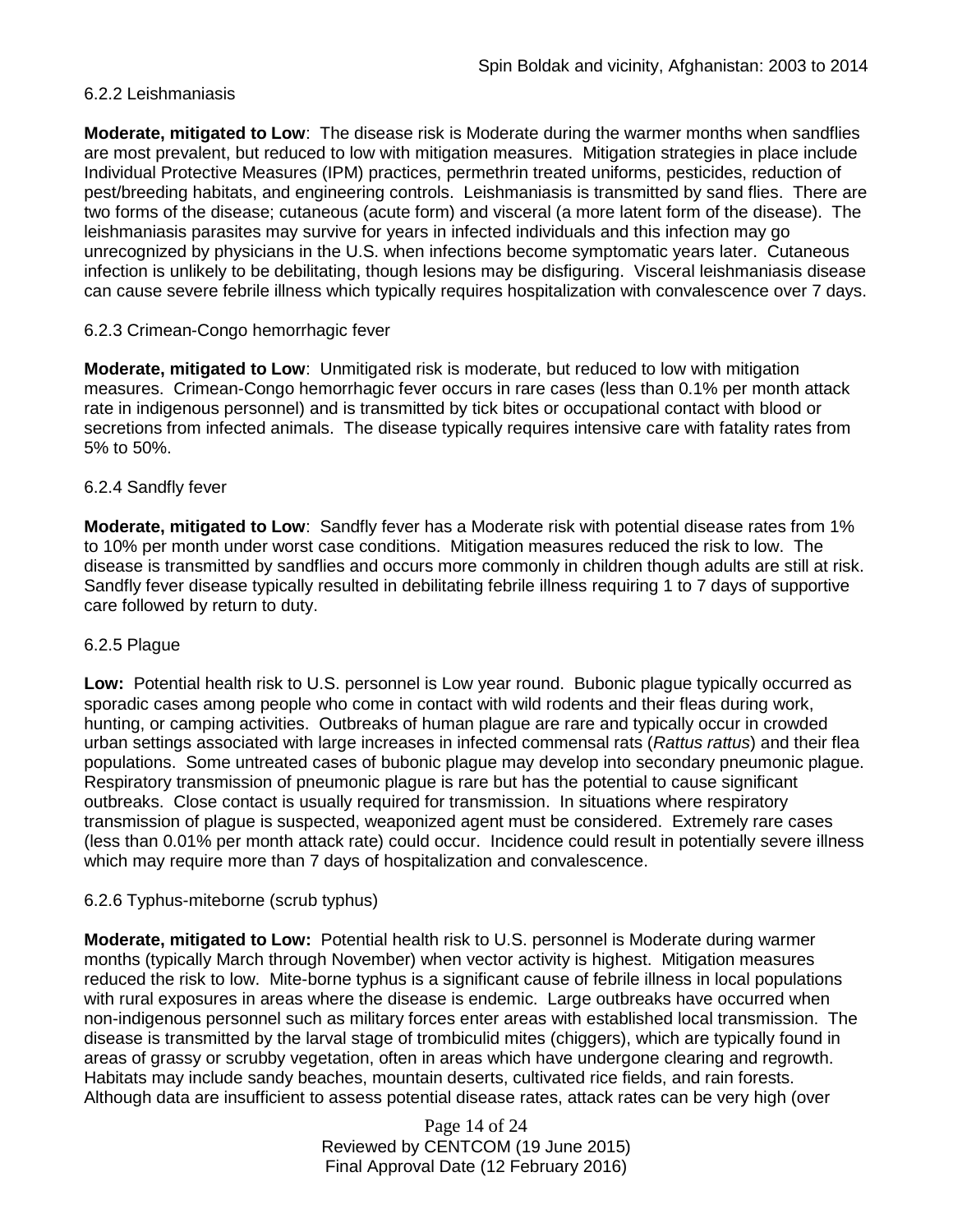### 6.2.2 Leishmaniasis

**Moderate, mitigated to Low**: The disease risk is Moderate during the warmer months when sandflies are most prevalent, but reduced to low with mitigation measures. Mitigation strategies in place include Individual Protective Measures (IPM) practices, permethrin treated uniforms, pesticides, reduction of pest/breeding habitats, and engineering controls. Leishmaniasis is transmitted by sand flies. There are two forms of the disease; cutaneous (acute form) and visceral (a more latent form of the disease). The leishmaniasis parasites may survive for years in infected individuals and this infection may go unrecognized by physicians in the U.S. when infections become symptomatic years later. Cutaneous infection is unlikely to be debilitating, though lesions may be disfiguring. Visceral leishmaniasis disease can cause severe febrile illness which typically requires hospitalization with convalescence over 7 days.

### 6.2.3 Crimean-Congo hemorrhagic fever

**Moderate, mitigated to Low**: Unmitigated risk is moderate, but reduced to low with mitigation measures. Crimean-Congo hemorrhagic fever occurs in rare cases (less than 0.1% per month attack rate in indigenous personnel) and is transmitted by tick bites or occupational contact with blood or secretions from infected animals. The disease typically requires intensive care with fatality rates from 5% to 50%.

### 6.2.4 Sandfly fever

**Moderate, mitigated to Low**: Sandfly fever has a Moderate risk with potential disease rates from 1% to 10% per month under worst case conditions. Mitigation measures reduced the risk to low. The disease is transmitted by sandflies and occurs more commonly in children though adults are still at risk. Sandfly fever disease typically resulted in debilitating febrile illness requiring 1 to 7 days of supportive care followed by return to duty.

### 6.2.5 Plague

**Low:** Potential health risk to U.S. personnel is Low year round. Bubonic plague typically occurred as sporadic cases among people who come in contact with wild rodents and their fleas during work, hunting, or camping activities. Outbreaks of human plague are rare and typically occur in crowded urban settings associated with large increases in infected commensal rats (*Rattus rattus*) and their flea populations. Some untreated cases of bubonic plague may develop into secondary pneumonic plague. Respiratory transmission of pneumonic plague is rare but has the potential to cause significant outbreaks. Close contact is usually required for transmission. In situations where respiratory transmission of plague is suspected, weaponized agent must be considered. Extremely rare cases (less than 0.01% per month attack rate) could occur. Incidence could result in potentially severe illness which may require more than 7 days of hospitalization and convalescence.

### 6.2.6 Typhus-miteborne (scrub typhus)

**Moderate, mitigated to Low:** Potential health risk to U.S. personnel is Moderate during warmer months (typically March through November) when vector activity is highest. Mitigation measures reduced the risk to low. Mite-borne typhus is a significant cause of febrile illness in local populations with rural exposures in areas where the disease is endemic. Large outbreaks have occurred when non-indigenous personnel such as military forces enter areas with established local transmission. The disease is transmitted by the larval stage of trombiculid mites (chiggers), which are typically found in areas of grassy or scrubby vegetation, often in areas which have undergone clearing and regrowth. Habitats may include sandy beaches, mountain deserts, cultivated rice fields, and rain forests. Although data are insufficient to assess potential disease rates, attack rates can be very high (over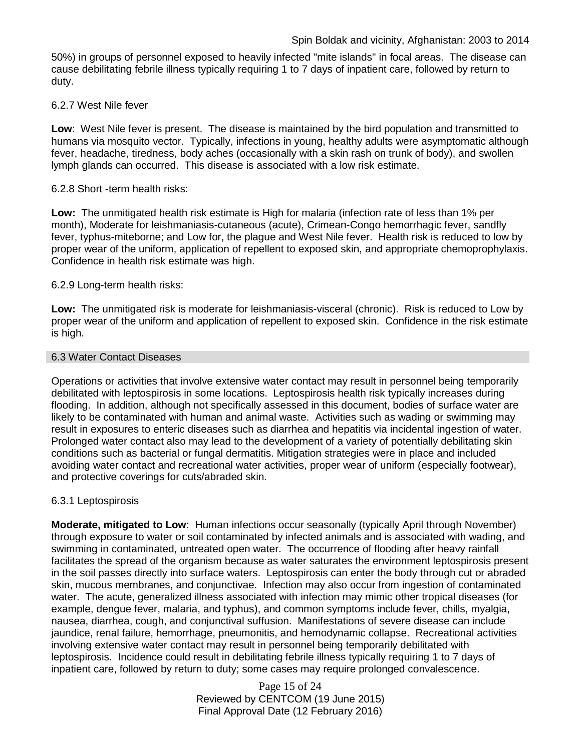50%) in groups of personnel exposed to heavily infected "mite islands" in focal areas. The disease can cause debilitating febrile illness typically requiring 1 to 7 days of inpatient care, followed by return to duty.

6.2.7 West Nile fever

**Low**: West Nile fever is present. The disease is maintained by the bird population and transmitted to humans via mosquito vector. Typically, infections in young, healthy adults were asymptomatic although fever, headache, tiredness, body aches (occasionally with a skin rash on trunk of body), and swollen lymph glands can occurred. This disease is associated with a low risk estimate.

6.2.8 Short -term health risks:

**Low:** The unmitigated health risk estimate is High for malaria (infection rate of less than 1% per month), Moderate for leishmaniasis-cutaneous (acute), Crimean-Congo hemorrhagic fever, sandfly fever, typhus-miteborne; and Low for, the plague and West Nile fever. Health risk is reduced to low by proper wear of the uniform, application of repellent to exposed skin, and appropriate chemoprophylaxis. Confidence in health risk estimate was high.

6.2.9 Long-term health risks:

**Low:** The unmitigated risk is moderate for leishmaniasis-visceral (chronic). Risk is reduced to Low by proper wear of the uniform and application of repellent to exposed skin. Confidence in the risk estimate is high.

## 6.3 Water Contact Diseases

Operations or activities that involve extensive water contact may result in personnel being temporarily debilitated with leptospirosis in some locations. Leptospirosis health risk typically increases during flooding. In addition, although not specifically assessed in this document, bodies of surface water are likely to be contaminated with human and animal waste. Activities such as wading or swimming may result in exposures to enteric diseases such as diarrhea and hepatitis via incidental ingestion of water. Prolonged water contact also may lead to the development of a variety of potentially debilitating skin conditions such as bacterial or fungal dermatitis. Mitigation strategies were in place and included avoiding water contact and recreational water activities, proper wear of uniform (especially footwear), and protective coverings for cuts/abraded skin.

6.3.1 Leptospirosis

**Moderate, mitigated to Low**: Human infections occur seasonally (typically April through November) through exposure to water or soil contaminated by infected animals and is associated with wading, and swimming in contaminated, untreated open water. The occurrence of flooding after heavy rainfall facilitates the spread of the organism because as water saturates the environment leptospirosis present in the soil passes directly into surface waters. Leptospirosis can enter the body through cut or abraded skin, mucous membranes, and conjunctivae. Infection may also occur from ingestion of contaminated water. The acute, generalized illness associated with infection may mimic other tropical diseases (for example, dengue fever, malaria, and typhus), and common symptoms include fever, chills, myalgia, nausea, diarrhea, cough, and conjunctival suffusion. Manifestations of severe disease can include jaundice, renal failure, hemorrhage, pneumonitis, and hemodynamic collapse. Recreational activities involving extensive water contact may result in personnel being temporarily debilitated with leptospirosis. Incidence could result in debilitating febrile illness typically requiring 1 to 7 days of inpatient care, followed by return to duty; some cases may require prolonged convalescence.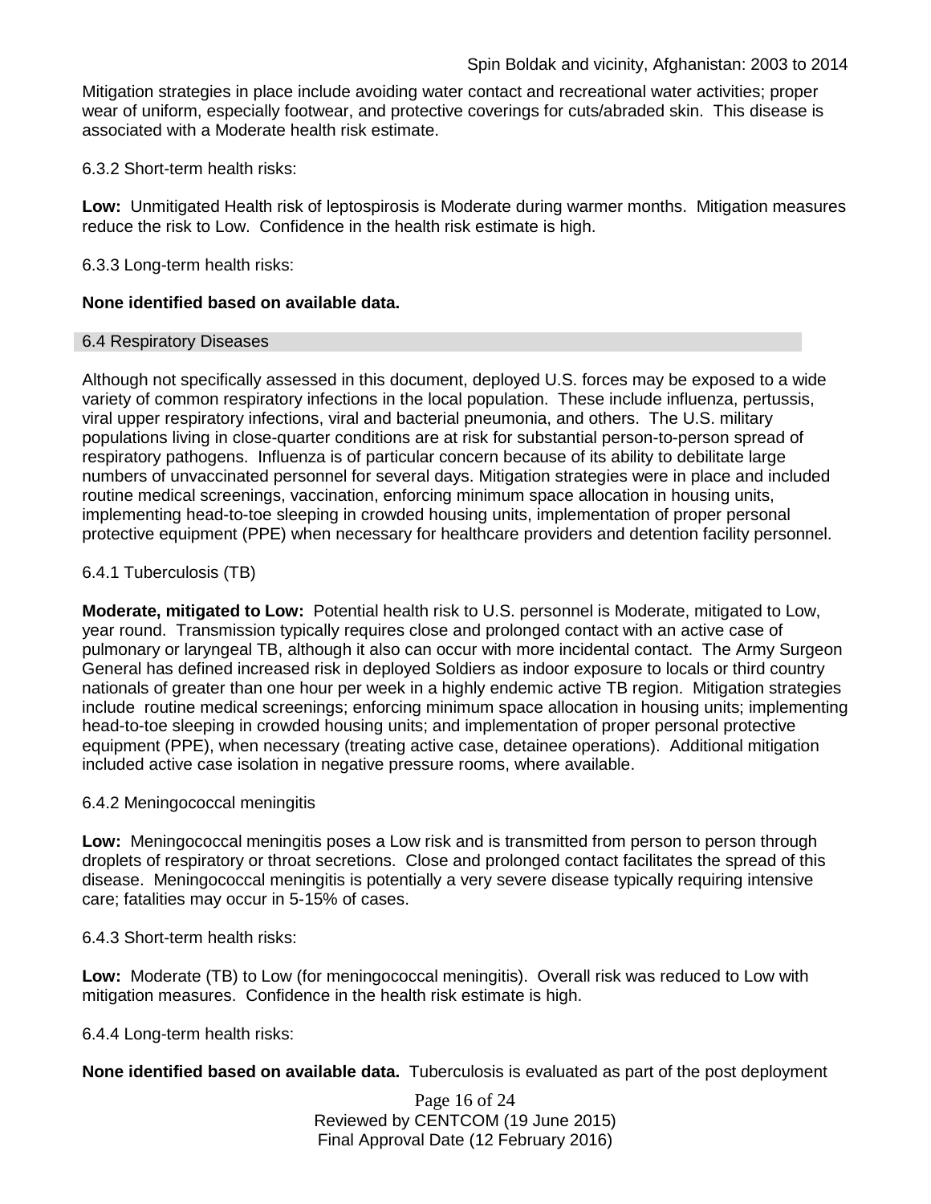Mitigation strategies in place include avoiding water contact and recreational water activities; proper wear of uniform, especially footwear, and protective coverings for cuts/abraded skin. This disease is associated with a Moderate health risk estimate.

6.3.2 Short-term health risks:

**Low:** Unmitigated Health risk of leptospirosis is Moderate during warmer months. Mitigation measures reduce the risk to Low. Confidence in the health risk estimate is high.

6.3.3 Long-term health risks:

**None identified based on available data.**

## 6.4 Respiratory Diseases

Although not specifically assessed in this document, deployed U.S. forces may be exposed to a wide variety of common respiratory infections in the local population. These include influenza, pertussis, viral upper respiratory infections, viral and bacterial pneumonia, and others. The U.S. military populations living in close-quarter conditions are at risk for substantial person-to-person spread of respiratory pathogens. Influenza is of particular concern because of its ability to debilitate large numbers of unvaccinated personnel for several days. Mitigation strategies were in place and included routine medical screenings, vaccination, enforcing minimum space allocation in housing units, implementing head-to-toe sleeping in crowded housing units, implementation of proper personal protective equipment (PPE) when necessary for healthcare providers and detention facility personnel.

6.4.1 Tuberculosis (TB)

**Moderate, mitigated to Low:** Potential health risk to U.S. personnel is Moderate, mitigated to Low, year round. Transmission typically requires close and prolonged contact with an active case of pulmonary or laryngeal TB, although it also can occur with more incidental contact. The Army Surgeon General has defined increased risk in deployed Soldiers as indoor exposure to locals or third country nationals of greater than one hour per week in a highly endemic active TB region. Mitigation strategies include routine medical screenings; enforcing minimum space allocation in housing units; implementing head-to-toe sleeping in crowded housing units; and implementation of proper personal protective equipment (PPE), when necessary (treating active case, detainee operations). Additional mitigation included active case isolation in negative pressure rooms, where available.

6.4.2 Meningococcal meningitis

**Low:** Meningococcal meningitis poses a Low risk and is transmitted from person to person through droplets of respiratory or throat secretions. Close and prolonged contact facilitates the spread of this disease. Meningococcal meningitis is potentially a very severe disease typically requiring intensive care; fatalities may occur in 5-15% of cases.

6.4.3 Short-term health risks:

**Low:** Moderate (TB) to Low (for meningococcal meningitis). Overall risk was reduced to Low with mitigation measures. Confidence in the health risk estimate is high.

6.4.4 Long-term health risks:

**None identified based on available data.** Tuberculosis is evaluated as part of the post deployment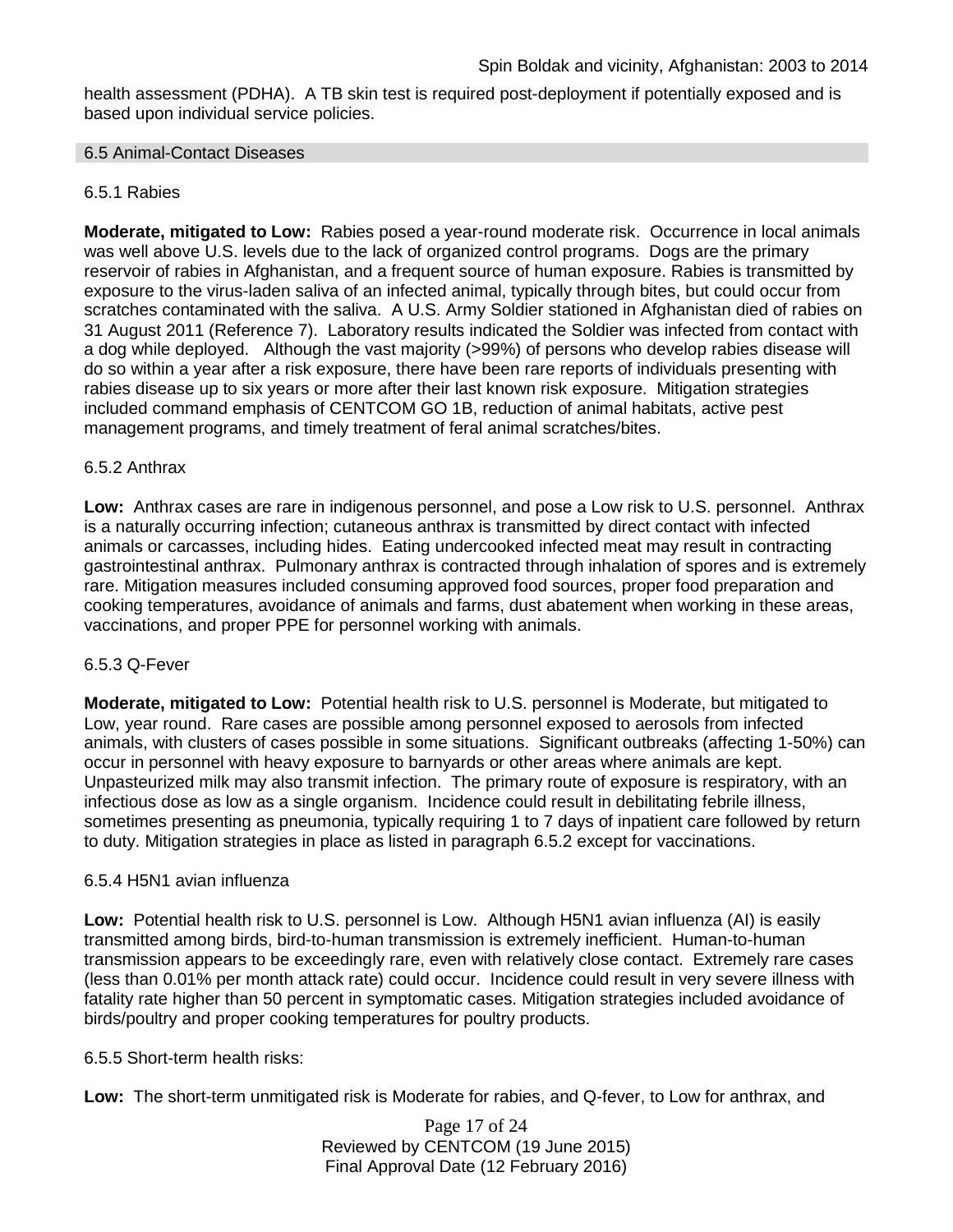health assessment (PDHA). A TB skin test is required post-deployment if potentially exposed and is based upon individual service policies.

## 6.5 Animal-Contact Diseases

### 6.5.1 Rabies

**Moderate, mitigated to Low:** Rabies posed a year-round moderate risk. Occurrence in local animals was well above U.S. levels due to the lack of organized control programs. Dogs are the primary reservoir of rabies in Afghanistan, and a frequent source of human exposure. Rabies is transmitted by exposure to the virus-laden saliva of an infected animal, typically through bites, but could occur from scratches contaminated with the saliva. A U.S. Army Soldier stationed in Afghanistan died of rabies on 31 August 2011 (Reference 7). Laboratory results indicated the Soldier was infected from contact with a dog while deployed. Although the vast majority (>99%) of persons who develop rabies disease will do so within a year after a risk exposure, there have been rare reports of individuals presenting with rabies disease up to six years or more after their last known risk exposure. Mitigation strategies included command emphasis of CENTCOM GO 1B, reduction of animal habitats, active pest management programs, and timely treatment of feral animal scratches/bites.

### 6.5.2 Anthrax

**Low:** Anthrax cases are rare in indigenous personnel, and pose a Low risk to U.S. personnel. Anthrax is a naturally occurring infection; cutaneous anthrax is transmitted by direct contact with infected animals or carcasses, including hides. Eating undercooked infected meat may result in contracting gastrointestinal anthrax. Pulmonary anthrax is contracted through inhalation of spores and is extremely rare. Mitigation measures included consuming approved food sources, proper food preparation and cooking temperatures, avoidance of animals and farms, dust abatement when working in these areas, vaccinations, and proper PPE for personnel working with animals.

### 6.5.3 Q-Fever

**Moderate, mitigated to Low:** Potential health risk to U.S. personnel is Moderate, but mitigated to Low, year round. Rare cases are possible among personnel exposed to aerosols from infected animals, with clusters of cases possible in some situations. Significant outbreaks (affecting 1-50%) can occur in personnel with heavy exposure to barnyards or other areas where animals are kept. Unpasteurized milk may also transmit infection. The primary route of exposure is respiratory, with an infectious dose as low as a single organism. Incidence could result in debilitating febrile illness, sometimes presenting as pneumonia, typically requiring 1 to 7 days of inpatient care followed by return to duty. Mitigation strategies in place as listed in paragraph 6.5.2 except for vaccinations.

### 6.5.4 H5N1 avian influenza

**Low:** Potential health risk to U.S. personnel is Low. Although H5N1 avian influenza (AI) is easily transmitted among birds, bird-to-human transmission is extremely inefficient. Human-to-human transmission appears to be exceedingly rare, even with relatively close contact. Extremely rare cases (less than 0.01% per month attack rate) could occur. Incidence could result in very severe illness with fatality rate higher than 50 percent in symptomatic cases. Mitigation strategies included avoidance of birds/poultry and proper cooking temperatures for poultry products.

### 6.5.5 Short-term health risks:

**Low:** The short-term unmitigated risk is Moderate for rabies, and Q-fever, to Low for anthrax, and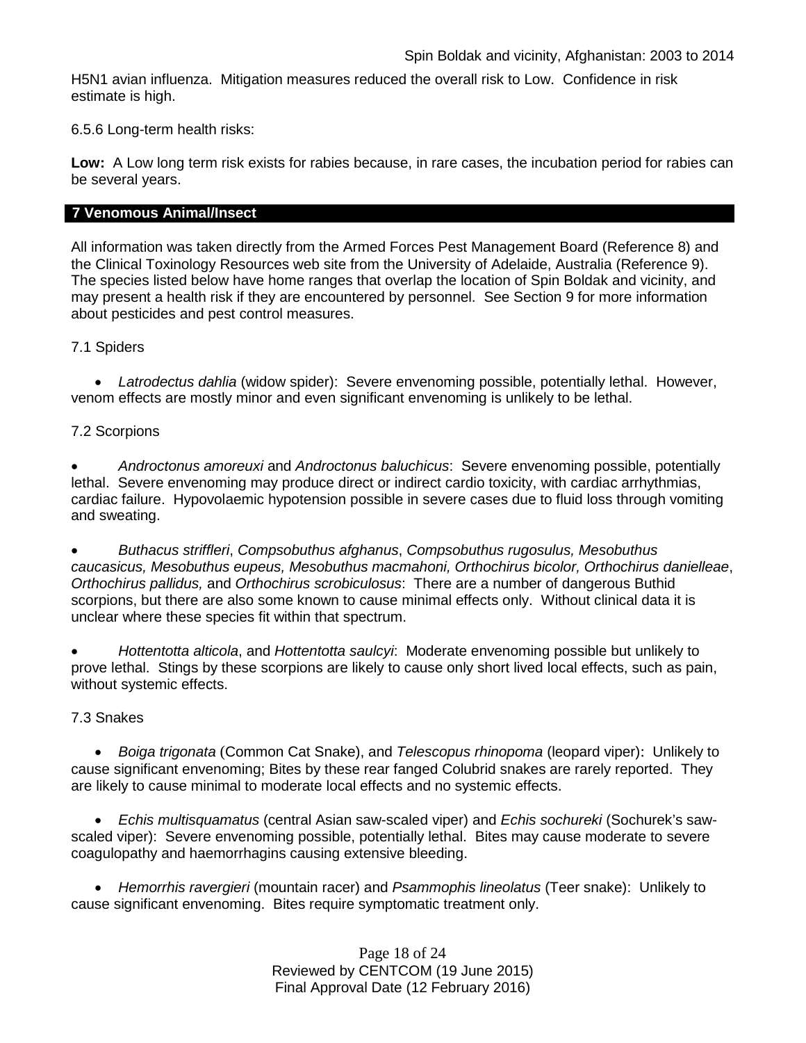H5N1 avian influenza. Mitigation measures reduced the overall risk to Low. Confidence in risk estimate is high.

6.5.6 Long-term health risks:

**Low:** A Low long term risk exists for rabies because, in rare cases, the incubation period for rabies can be several years.

## 7 Venomous Animal/Insect

All information was taken directly from the Armed Forces Pest Management Board (Reference 8) and the Clinical Toxinology Resources web site from the University of Adelaide, Australia (Reference 9). The species listed below have home ranges that overlap the location of Spin Boldak and vicinity, and may present a health risk if they are encountered by personnel. See Section 9 for more information about pesticides and pest control measures.

7.1 Spiders

- *Latrodectus dahlia* (widow spider): Severe envenoming possible, potentially lethal. However, venom effects are mostly minor and even significant envenoming is unlikely to be lethal.

7.2 Scorpions

- *Androctonus amoreuxi* and *Androctonus baluchicus*: Severe envenoming possible, potentially lethal. Severe envenoming may produce direct or indirect cardio toxicity, with cardiac arrhythmias, cardiac failure. Hypovolaemic hypotension possible in severe cases due to fluid loss through vomiting and sweating.

- *Buthacus striffleri*, *Compsobuthus afghanus*, *Compsobuthus rugosulus, Mesobuthus caucasicus, Mesobuthus eupeus, Mesobuthus macmahoni, Orthochirus bicolor, Orthochirus danielleae*, *Orthochirus pallidus,* and *Orthochirus scrobiculosus*: There are a number of dangerous Buthid scorpions, but there are also some known to cause minimal effects only. Without clinical data it is unclear where these species fit within that spectrum.

- *Hottentotta alticola*, and *Hottentotta saulcyi*: Moderate envenoming possible but unlikely to prove lethal. Stings by these scorpions are likely to cause only short lived local effects, such as pain, without systemic effects.

7.3 Snakes

- *Boiga trigonata* (Common Cat Snake), and *Telescopus rhinopoma* (leopard viper): Unlikely to cause significant envenoming; Bites by these rear fanged Colubrid snakes are rarely reported. They are likely to cause minimal to moderate local effects and no systemic effects.

- *Echis multisquamatus* (central Asian saw-scaled viper) and *Echis sochureki* (Sochurek's saw-scaled viper): Severe envenoming possible, potentially lethal. Bites may cause moderate to severe coagulopathy and haemorrhagins causing extensive bleeding.

- *Hemorrhis ravergieri* (mountain racer) and *Psammophis lineolatus* (Teer snake): Unlikely to cause significant envenoming. Bites require symptomatic treatment only.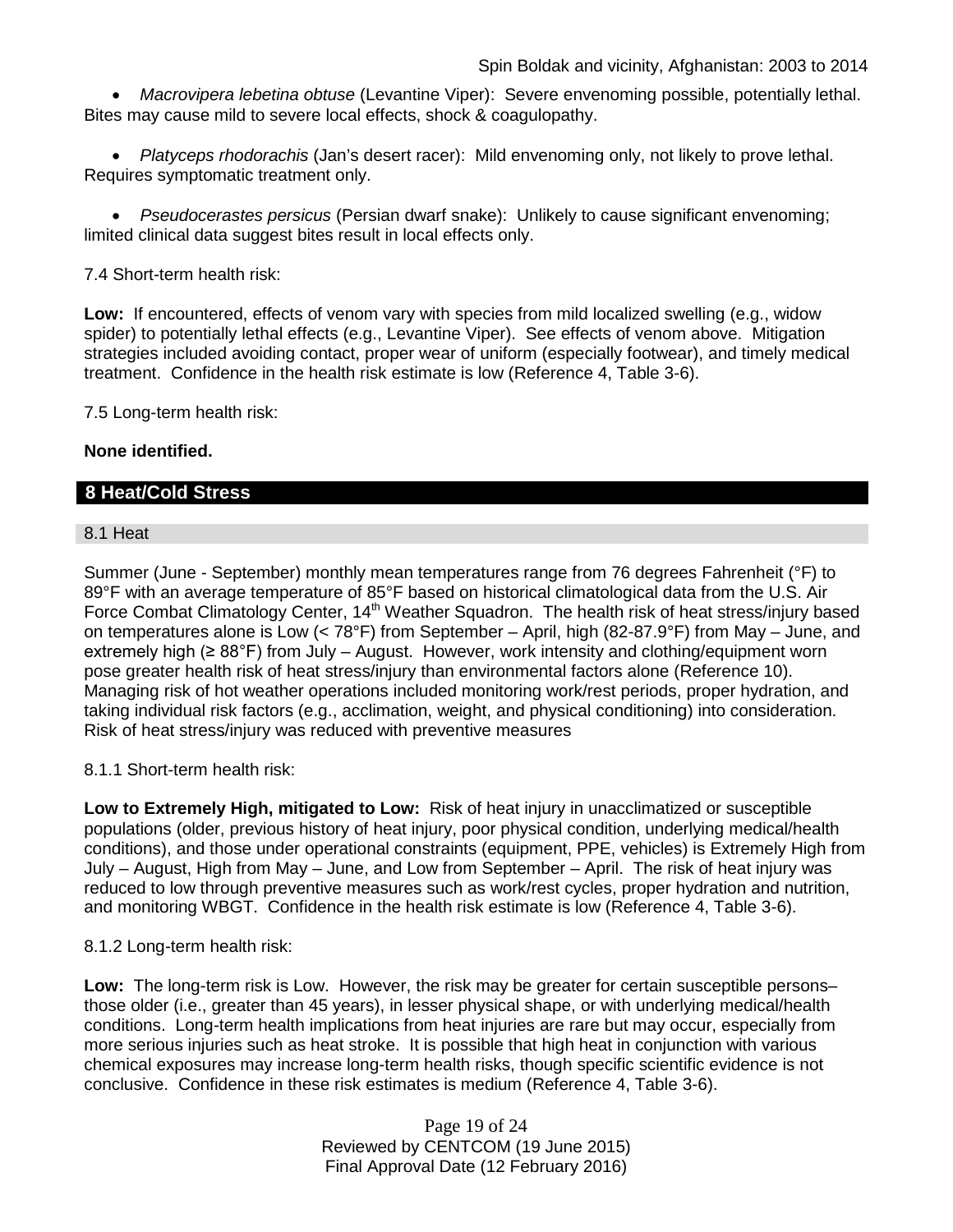- *Macrovipera lebetina obtuse* (Levantine Viper): Severe envenoming possible, potentially lethal. Bites may cause mild to severe local effects, shock & coagulopathy.

- *Platyceps rhodorachis* (Jan's desert racer): Mild envenoming only, not likely to prove lethal. Requires symptomatic treatment only.

- *Pseudocerastes persicus* (Persian dwarf snake): Unlikely to cause significant envenoming; limited clinical data suggest bites result in local effects only.

7.4 Short-term health risk:

**Low:** If encountered, effects of venom vary with species from mild localized swelling (e.g., widow spider) to potentially lethal effects (e.g., Levantine Viper). See effects of venom above. Mitigation strategies included avoiding contact, proper wear of uniform (especially footwear), and timely medical treatment. Confidence in the health risk estimate is low (Reference 4, Table 3-6).

7.5 Long-term health risk:

**None identified.**

## 8 Heat/Cold Stress

### 8.1 Heat

Summer (June - September) monthly mean temperatures range from 76 degrees Fahrenheit (°F) to 89°F with an average temperature of 85°F based on historical climatological data from the U.S. Air Force Combat Climatology Center, 14th Weather Squadron. The health risk of heat stress/injury based on temperatures alone is Low (< 78°F) from September – April, high (82-87.9°F) from May – June, and extremely high (≥ 88°F) from July – August. However, work intensity and clothing/equipment worn pose greater health risk of heat stress/injury than environmental factors alone (Reference 10). Managing risk of hot weather operations included monitoring work/rest periods, proper hydration, and taking individual risk factors (e.g., acclimation, weight, and physical conditioning) into consideration. Risk of heat stress/injury was reduced with preventive measures

8.1.1 Short-term health risk:

**Low to Extremely High, mitigated to Low:** Risk of heat injury in unacclimatized or susceptible populations (older, previous history of heat injury, poor physical condition, underlying medical/health conditions), and those under operational constraints (equipment, PPE, vehicles) is Extremely High from July – August, High from May – June, and Low from September – April. The risk of heat injury was reduced to low through preventive measures such as work/rest cycles, proper hydration and nutrition, and monitoring WBGT. Confidence in the health risk estimate is low (Reference 4, Table 3-6).

8.1.2 Long-term health risk:

**Low:** The long-term risk is Low. However, the risk may be greater for certain susceptible persons– those older (i.e., greater than 45 years), in lesser physical shape, or with underlying medical/health conditions. Long-term health implications from heat injuries are rare but may occur, especially from more serious injuries such as heat stroke. It is possible that high heat in conjunction with various chemical exposures may increase long-term health risks, though specific scientific evidence is not conclusive. Confidence in these risk estimates is medium (Reference 4, Table 3-6).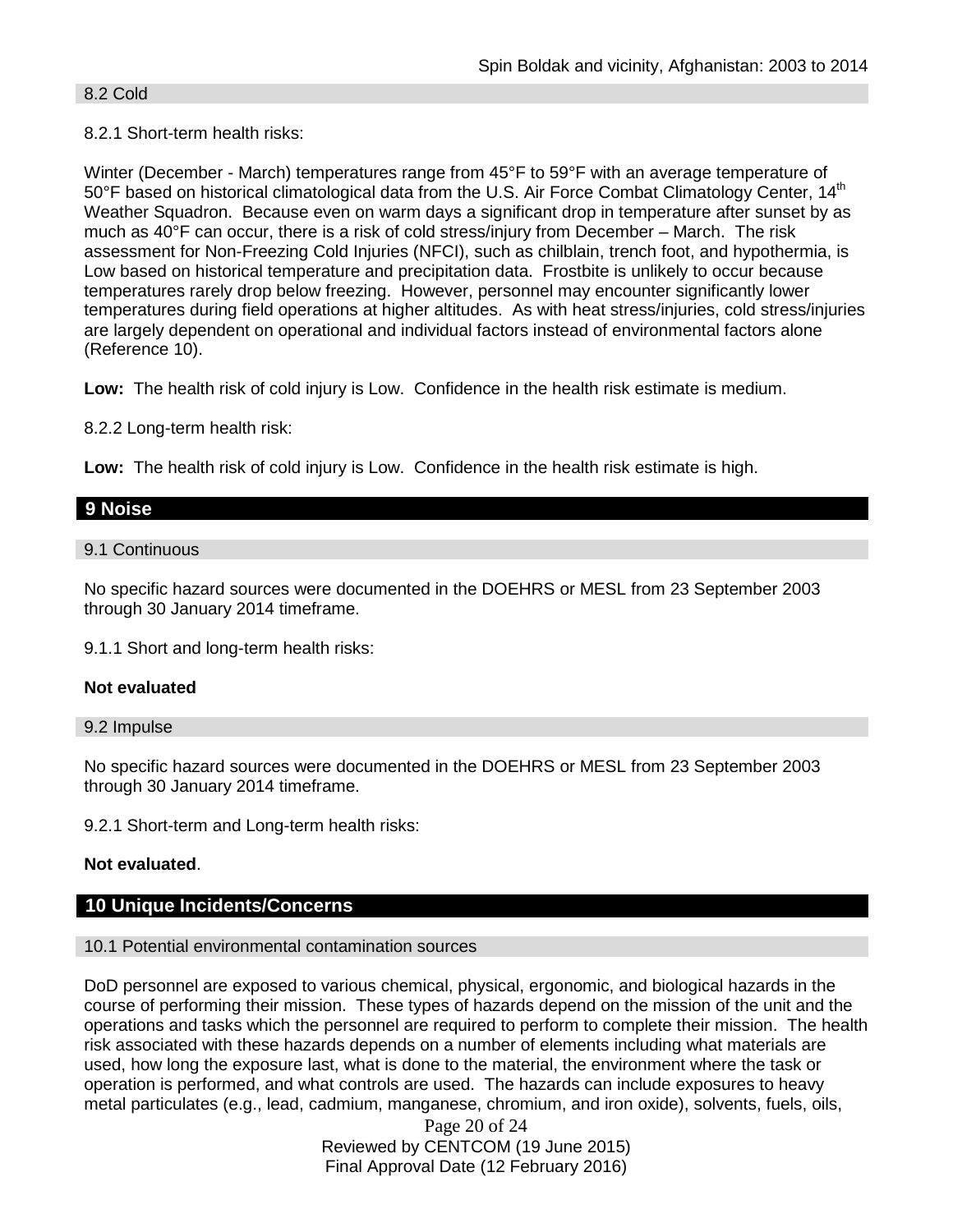### 8.2 Cold

8.2.1 Short-term health risks:

Winter (December - March) temperatures range from 45°F to 59°F with an average temperature of 50°F based on historical climatological data from the U.S. Air Force Combat Climatology Center, 14th Weather Squadron. Because even on warm days a significant drop in temperature after sunset by as much as 40°F can occur, there is a risk of cold stress/injury from December – March. The risk assessment for Non-Freezing Cold Injuries (NFCI), such as chilblain, trench foot, and hypothermia, is Low based on historical temperature and precipitation data. Frostbite is unlikely to occur because temperatures rarely drop below freezing. However, personnel may encounter significantly lower temperatures during field operations at higher altitudes. As with heat stress/injuries, cold stress/injuries are largely dependent on operational and individual factors instead of environmental factors alone (Reference 10).

**Low:** The health risk of cold injury is Low. Confidence in the health risk estimate is medium.

8.2.2 Long-term health risk:

**Low:** The health risk of cold injury is Low. Confidence in the health risk estimate is high.

## 9 Noise

### 9.1 Continuous

No specific hazard sources were documented in the DOEHRS or MESL from 23 September 2003 through 30 January 2014 timeframe.

9.1.1 Short and long-term health risks:

**Not evaluated**

### 9.2 Impulse

No specific hazard sources were documented in the DOEHRS or MESL from 23 September 2003 through 30 January 2014 timeframe.

9.2.1 Short-term and Long-term health risks:

**Not evaluated**.

## 10 Unique Incidents/Concerns

### 10.1 Potential environmental contamination sources

DoD personnel are exposed to various chemical, physical, ergonomic, and biological hazards in the course of performing their mission. These types of hazards depend on the mission of the unit and the operations and tasks which the personnel are required to perform to complete their mission. The health risk associated with these hazards depends on a number of elements including what materials are used, how long the exposure last, what is done to the material, the environment where the task or operation is performed, and what controls are used. The hazards can include exposures to heavy metal particulates (e.g., lead, cadmium, manganese, chromium, and iron oxide), solvents, fuels, oils,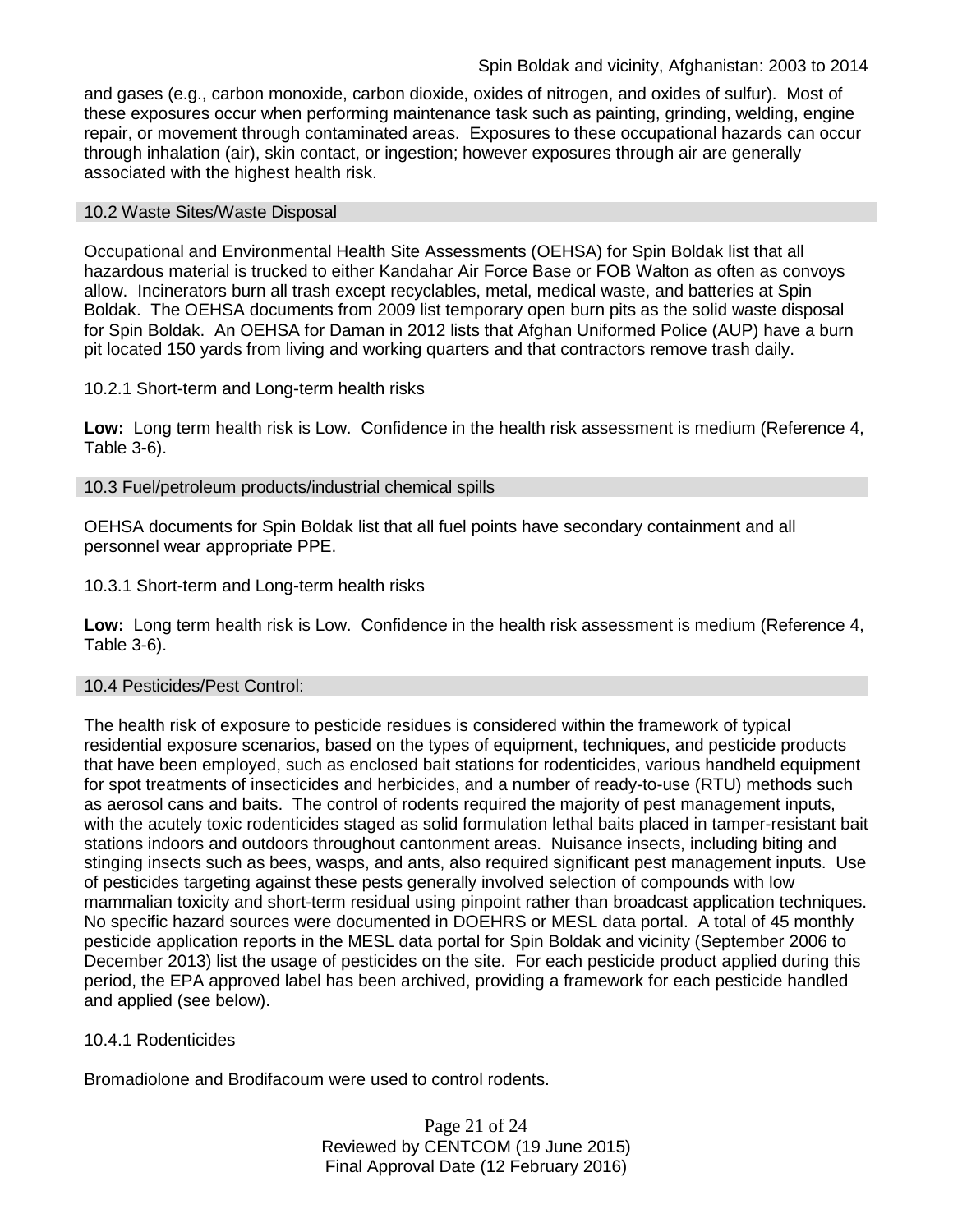and gases (e.g., carbon monoxide, carbon dioxide, oxides of nitrogen, and oxides of sulfur). Most of these exposures occur when performing maintenance task such as painting, grinding, welding, engine repair, or movement through contaminated areas. Exposures to these occupational hazards can occur through inhalation (air), skin contact, or ingestion; however exposures through air are generally associated with the highest health risk.

### 10.2 Waste Sites/Waste Disposal

Occupational and Environmental Health Site Assessments (OEHSA) for Spin Boldak list that all hazardous material is trucked to either Kandahar Air Force Base or FOB Walton as often as convoys allow. Incinerators burn all trash except recyclables, metal, medical waste, and batteries at Spin Boldak. The OEHSA documents from 2009 list temporary open burn pits as the solid waste disposal for Spin Boldak. An OEHSA for Daman in 2012 lists that Afghan Uniformed Police (AUP) have a burn pit located 150 yards from living and working quarters and that contractors remove trash daily.

#### 10.2.1 Short-term and Long-term health risks

**Low:** Long term health risk is Low. Confidence in the health risk assessment is medium (Reference 4, Table 3-6).

### 10.3 Fuel/petroleum products/industrial chemical spills

OEHSA documents for Spin Boldak list that all fuel points have secondary containment and all personnel wear appropriate PPE.

#### 10.3.1 Short-term and Long-term health risks

**Low:** Long term health risk is Low. Confidence in the health risk assessment is medium (Reference 4, Table 3-6).

### 10.4 Pesticides/Pest Control:

The health risk of exposure to pesticide residues is considered within the framework of typical residential exposure scenarios, based on the types of equipment, techniques, and pesticide products that have been employed, such as enclosed bait stations for rodenticides, various handheld equipment for spot treatments of insecticides and herbicides, and a number of ready-to-use (RTU) methods such as aerosol cans and baits. The control of rodents required the majority of pest management inputs, with the acutely toxic rodenticides staged as solid formulation lethal baits placed in tamper-resistant bait stations indoors and outdoors throughout cantonment areas. Nuisance insects, including biting and stinging insects such as bees, wasps, and ants, also required significant pest management inputs. Use of pesticides targeting against these pests generally involved selection of compounds with low mammalian toxicity and short-term residual using pinpoint rather than broadcast application techniques. No specific hazard sources were documented in DOEHRS or MESL data portal. A total of 45 monthly pesticide application reports in the MESL data portal for Spin Boldak and vicinity (September 2006 to December 2013) list the usage of pesticides on the site. For each pesticide product applied during this period, the EPA approved label has been archived, providing a framework for each pesticide handled and applied (see below).

#### 10.4.1 Rodenticides

Bromadiolone and Brodifacoum were used to control rodents.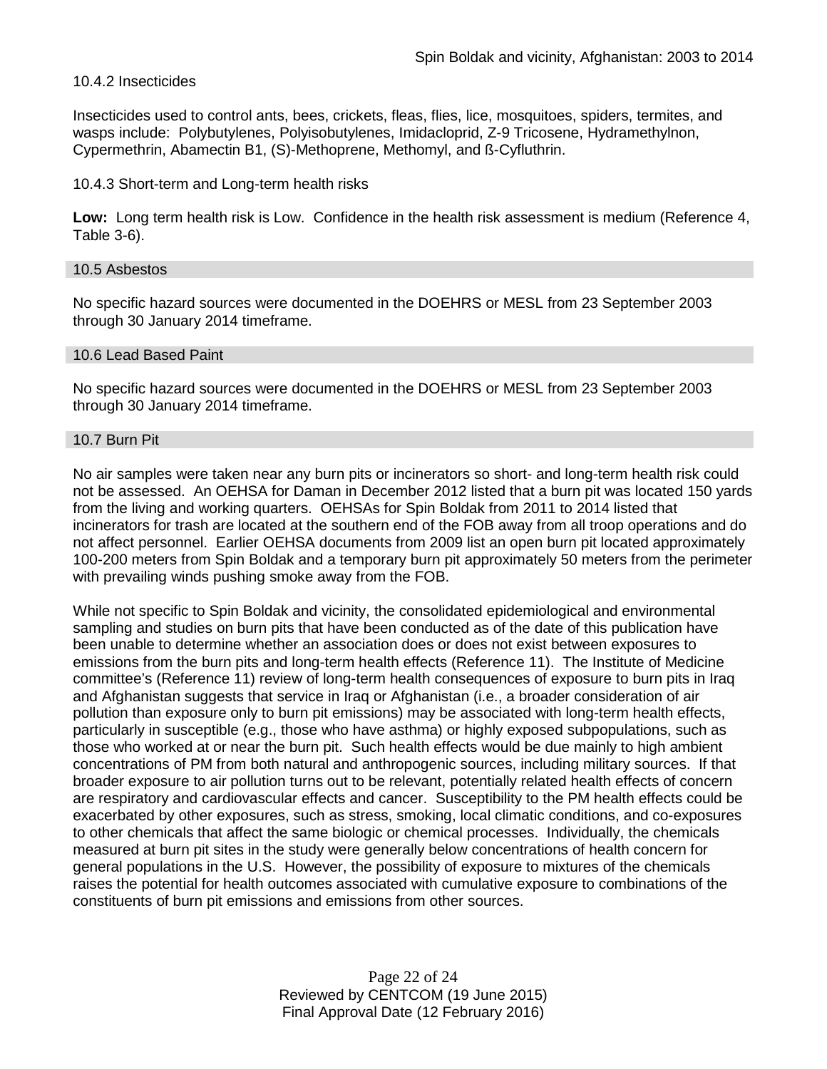10.4.2 Insecticides

Insecticides used to control ants, bees, crickets, fleas, flies, lice, mosquitoes, spiders, termites, and wasps include: Polybutylenes, Polyisobutylenes, Imidacloprid, Z-9 Tricosene, Hydramethylnon, Cypermethrin, Abamectin B1, (S)-Methoprene, Methomyl, and ß-Cyfluthrin.

10.4.3 Short-term and Long-term health risks

**Low:** Long term health risk is Low. Confidence in the health risk assessment is medium (Reference 4, Table 3-6).

## 10.5 Asbestos

No specific hazard sources were documented in the DOEHRS or MESL from 23 September 2003 through 30 January 2014 timeframe.

## 10.6 Lead Based Paint

No specific hazard sources were documented in the DOEHRS or MESL from 23 September 2003 through 30 January 2014 timeframe.

## 10.7 Burn Pit

No air samples were taken near any burn pits or incinerators so short- and long-term health risk could not be assessed. An OEHSA for Daman in December 2012 listed that a burn pit was located 150 yards from the living and working quarters. OEHSAs for Spin Boldak from 2011 to 2014 listed that incinerators for trash are located at the southern end of the FOB away from all troop operations and do not affect personnel. Earlier OEHSA documents from 2009 list an open burn pit located approximately 100-200 meters from Spin Boldak and a temporary burn pit approximately 50 meters from the perimeter with prevailing winds pushing smoke away from the FOB.

While not specific to Spin Boldak and vicinity, the consolidated epidemiological and environmental sampling and studies on burn pits that have been conducted as of the date of this publication have been unable to determine whether an association does or does not exist between exposures to emissions from the burn pits and long-term health effects (Reference 11). The Institute of Medicine committee's (Reference 11) review of long-term health consequences of exposure to burn pits in Iraq and Afghanistan suggests that service in Iraq or Afghanistan (i.e., a broader consideration of air pollution than exposure only to burn pit emissions) may be associated with long-term health effects, particularly in susceptible (e.g., those who have asthma) or highly exposed subpopulations, such as those who worked at or near the burn pit. Such health effects would be due mainly to high ambient concentrations of PM from both natural and anthropogenic sources, including military sources. If that broader exposure to air pollution turns out to be relevant, potentially related health effects of concern are respiratory and cardiovascular effects and cancer. Susceptibility to the PM health effects could be exacerbated by other exposures, such as stress, smoking, local climatic conditions, and co-exposures to other chemicals that affect the same biologic or chemical processes. Individually, the chemicals measured at burn pit sites in the study were generally below concentrations of health concern for general populations in the U.S. However, the possibility of exposure to mixtures of the chemicals raises the potential for health outcomes associated with cumulative exposure to combinations of the constituents of burn pit emissions and emissions from other sources.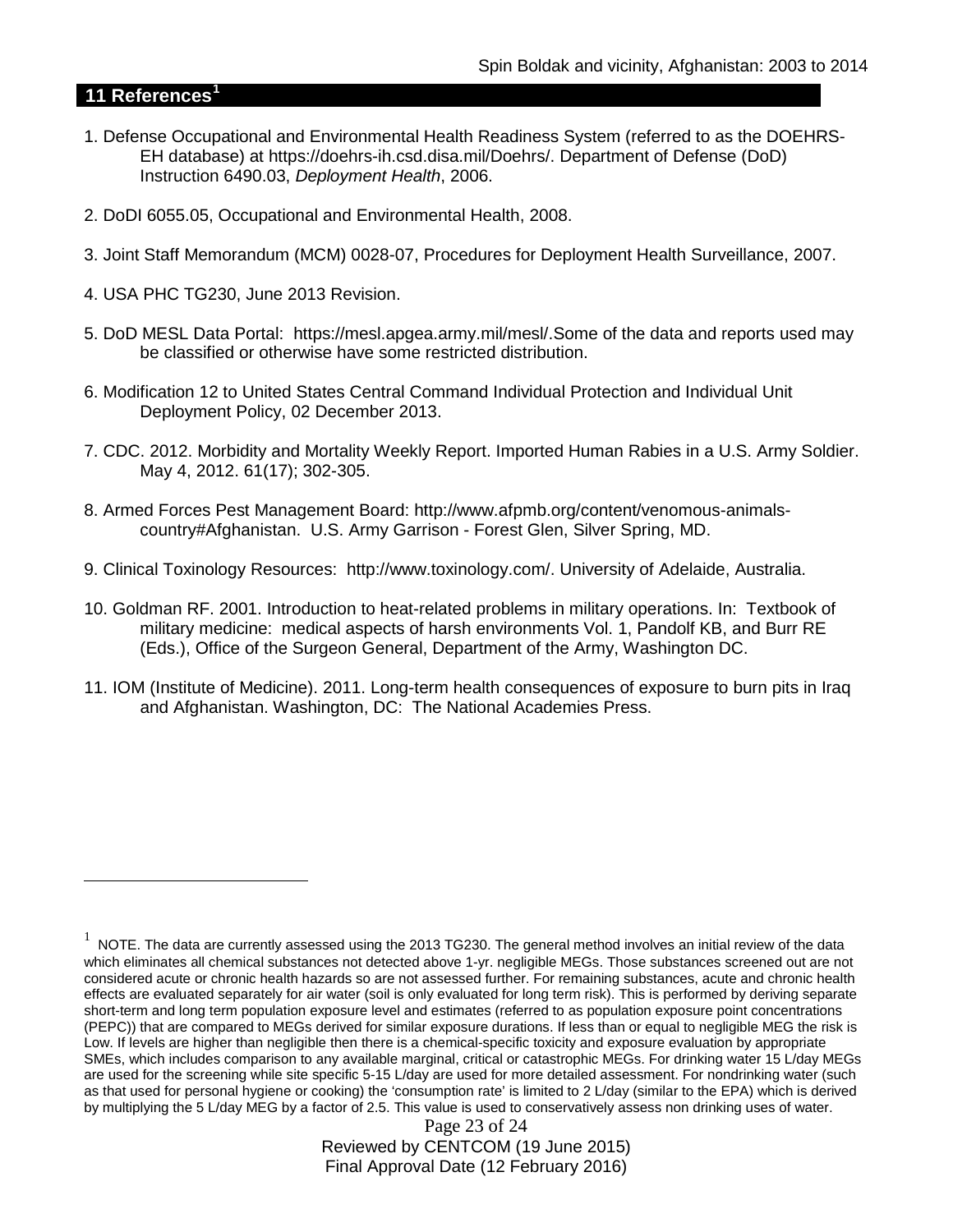## 11 References[1]

1. Defense Occupational and Environmental Health Readiness System (referred to as the DOEHRS-EH database) at https://doehrs-ih.csd.disa.mil/Doehrs/. Department of Defense (DoD) Instruction 6490.03, *Deployment Health*, 2006.

2. DoDI 6055.05, Occupational and Environmental Health, 2008.

3. Joint Staff Memorandum (MCM) 0028-07, Procedures for Deployment Health Surveillance, 2007.

4. USA PHC TG230, June 2013 Revision.

5. DoD MESL Data Portal: https://mesl.apgea.army.mil/mesl/.Some of the data and reports used may be classified or otherwise have some restricted distribution.

6. Modification 12 to United States Central Command Individual Protection and Individual Unit Deployment Policy, 02 December 2013.

7. CDC. 2012. Morbidity and Mortality Weekly Report. Imported Human Rabies in a U.S. Army Soldier. May 4, 2012. 61(17); 302-305.

8. Armed Forces Pest Management Board: http://www.afpmb.org/content/venomous-animals-country#Afghanistan. U.S. Army Garrison - Forest Glen, Silver Spring, MD.

9. Clinical Toxinology Resources: http://www.toxinology.com/. University of Adelaide, Australia.

10. Goldman RF. 2001. Introduction to heat-related problems in military operations. In: Textbook of military medicine: medical aspects of harsh environments Vol. 1, Pandolf KB, and Burr RE (Eds.), Office of the Surgeon General, Department of the Army, Washington DC.

11. IOM (Institute of Medicine). 2011. Long-term health consequences of exposure to burn pits in Iraq and Afghanistan. Washington, DC: The National Academies Press.

[1] NOTE. The data are currently assessed using the 2013 TG230. The general method involves an initial review of the data which eliminates all chemical substances not detected above 1-yr. negligible MEGs. Those substances screened out are not considered acute or chronic health hazards so are not assessed further. For remaining substances, acute and chronic health effects are evaluated separately for air water (soil is only evaluated for long term risk). This is performed by deriving separate short-term and long term population exposure level and estimates (referred to as population exposure point concentrations (PEPC)) that are compared to MEGs derived for similar exposure durations. If less than or equal to negligible MEG the risk is Low. If levels are higher than negligible then there is a chemical-specific toxicity and exposure evaluation by appropriate SMEs, which includes comparison to any available marginal, critical or catastrophic MEGs. For drinking water 15 L/day MEGs are used for the screening while site specific 5-15 L/day are used for more detailed assessment. For nondrinking water (such as that used for personal hygiene or cooking) the 'consumption rate' is limited to 2 L/day (similar to the EPA) which is derived by multiplying the 5 L/day MEG by a factor of 2.5. This value is used to conservatively assess non drinking uses of water.

Reviewed by CENTCOM (19 June 2015)
Final Approval Date (12 February 2016)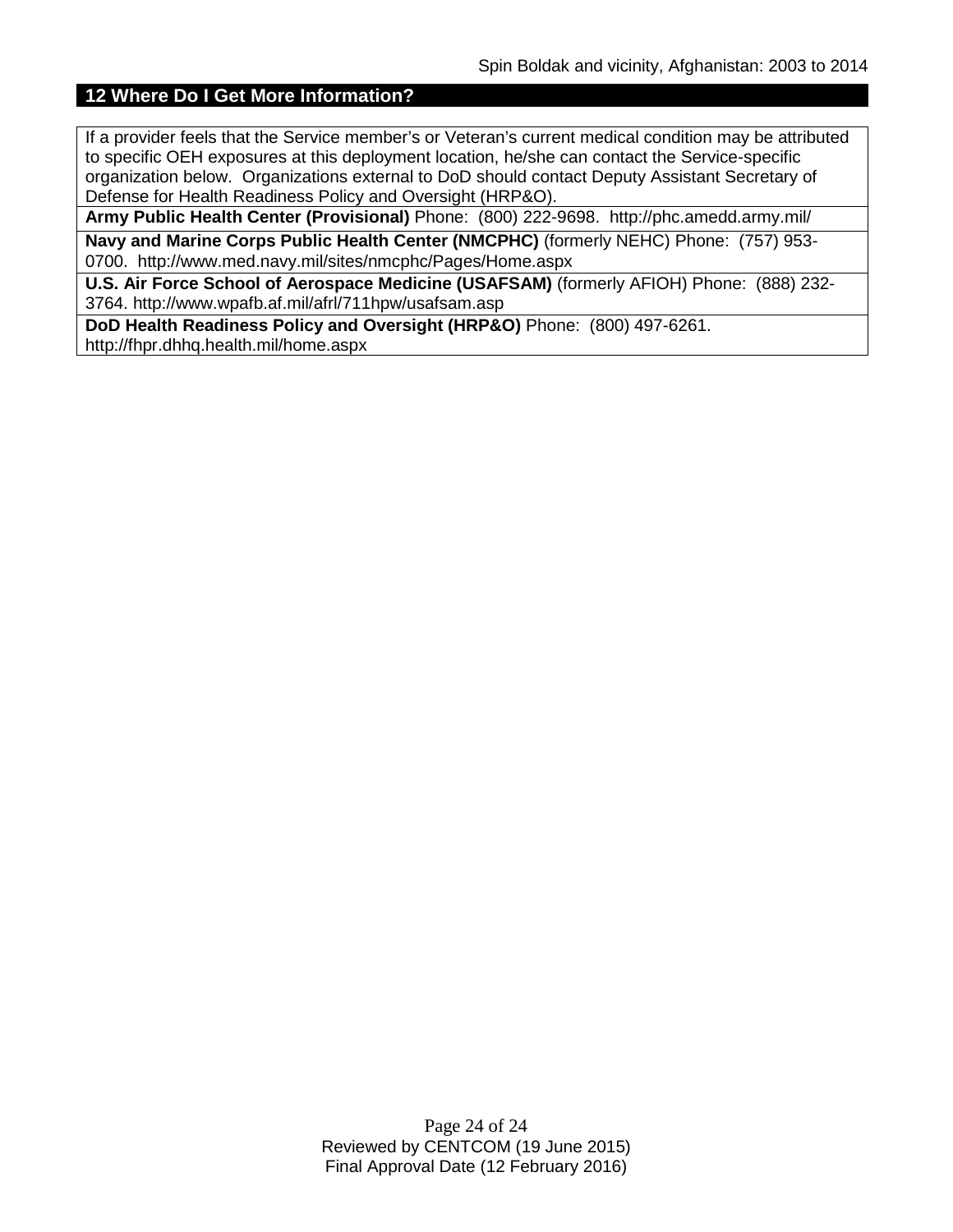## 12 Where Do I Get More Information?

| |
|---|
| If a provider feels that the Service member's or Veteran's current medical condition may be attributed to specific OEH exposures at this deployment location, he/she can contact the Service-specific organization below. Organizations external to DoD should contact Deputy Assistant Secretary of Defense for Health Readiness Policy and Oversight (HRP&O). |
| **Army Public Health Center (Provisional)** Phone: (800) 222-9698. http://phc.amedd.army.mil/ |
| **Navy and Marine Corps Public Health Center (NMCPHC)** (formerly NEHC) Phone: (757) 953-0700. http://www.med.navy.mil/sites/nmcphc/Pages/Home.aspx |
| **U.S. Air Force School of Aerospace Medicine (USAFSAM)** (formerly AFIOH) Phone: (888) 232-3764. http://www.wpafb.af.mil/afrl/711hpw/usafsam.asp |
| **DoD Health Readiness Policy and Oversight (HRP&O)** Phone: (800) 497-6261. http://fhpr.dhhq.health.mil/home.aspx |

Reviewed by CENTCOM (19 June 2015)
Final Approval Date (12 February 2016)